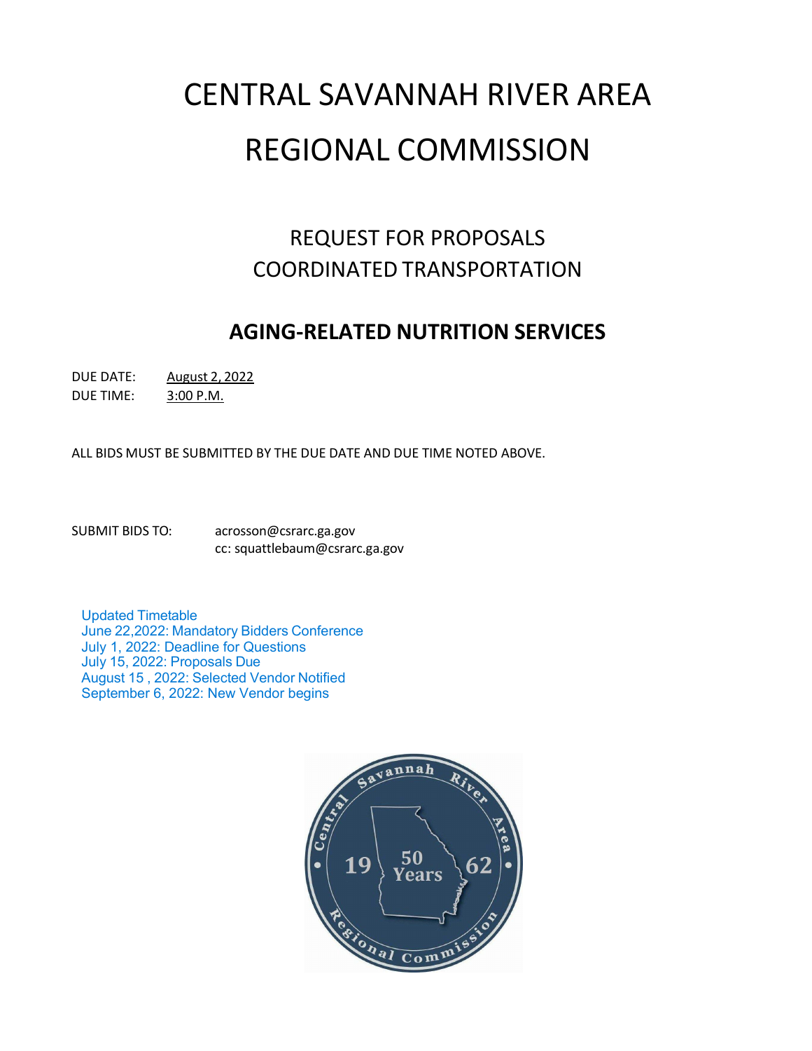# CENTRAL SAVANNAH RIVER AREA REGIONAL COMMISSION

## REQUEST FOR PROPOSALS
## COORDINATED TRANSPORTATION

## AGING-RELATED NUTRITION SERVICES

DUE DATE: August 2, 2022
DUE TIME: 3:00 P.M.

ALL BIDS MUST BE SUBMITTED BY THE DUE DATE AND DUE TIME NOTED ABOVE.

SUBMIT BIDS TO: acrosson@csrarc.ga.gov
cc: squattlebaum@csrarc.ga.gov

Updated Timetable
June 22,2022: Mandatory Bidders Conference
July 1, 2022: Deadline for Questions
July 15, 2022: Proposals Due
August 15 , 2022: Selected Vendor Notified
September 6, 2022: New Vendor begins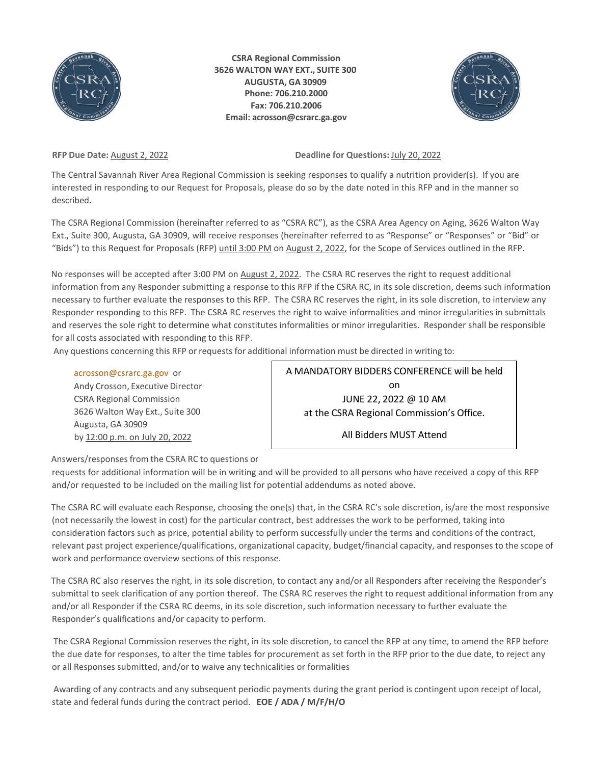**CSRA Regional Commission**
**3626 WALTON WAY EXT., SUITE 300**
**AUGUSTA, GA 30909**
**Phone: 706.210.2000**
**Fax: 706.210.2006**
**Email: acrosson@csrarc.ga.gov**

**RFP Due Date:** August 2, 2022 **Deadline for Questions:** July 20, 2022

The Central Savannah River Area Regional Commission is seeking responses to qualify a nutrition provider(s). If you are interested in responding to our Request for Proposals, please do so by the date noted in this RFP and in the manner so described.

The CSRA Regional Commission (hereinafter referred to as "CSRA RC"), as the CSRA Area Agency on Aging, 3626 Walton Way Ext., Suite 300, Augusta, GA 30909, will receive responses (hereinafter referred to as "Response" or "Responses" or "Bid" or "Bids") to this Request for Proposals (RFP) until 3:00 PM on August 2, 2022, for the Scope of Services outlined in the RFP.

No responses will be accepted after 3:00 PM on August 2, 2022. The CSRA RC reserves the right to request additional information from any Responder submitting a response to this RFP if the CSRA RC, in its sole discretion, deems such information necessary to further evaluate the responses to this RFP. The CSRA RC reserves the right, in its sole discretion, to interview any Responder responding to this RFP. The CSRA RC reserves the right to waive informalities and minor irregularities in submittals and reserves the sole right to determine what constitutes informalities or minor irregularities. Responder shall be responsible for all costs associated with responding to this RFP.

Any questions concerning this RFP or requests for additional information must be directed in writing to:

acrosson@csrarc.ga.gov or
Andy Crosson, Executive Director
CSRA Regional Commission
3626 Walton Way Ext., Suite 300
Augusta, GA 30909
by 12:00 p.m. on July 20, 2022

> A MANDATORY BIDDERS CONFERENCE will be held on JUNE 22, 2022 @ 10 AM at the CSRA Regional Commission's Office.
>
> All Bidders MUST Attend

Answers/responses from the CSRA RC to questions or requests for additional information will be in writing and will be provided to all persons who have received a copy of this RFP and/or requested to be included on the mailing list for potential addendums as noted above.

The CSRA RC will evaluate each Response, choosing the one(s) that, in the CSRA RC's sole discretion, is/are the most responsive (not necessarily the lowest in cost) for the particular contract, best addresses the work to be performed, taking into consideration factors such as price, potential ability to perform successfully under the terms and conditions of the contract, relevant past project experience/qualifications, organizational capacity, budget/financial capacity, and responses to the scope of work and performance overview sections of this response.

The CSRA RC also reserves the right, in its sole discretion, to contact any and/or all Responders after receiving the Responder's submittal to seek clarification of any portion thereof. The CSRA RC reserves the right to request additional information from any and/or all Responder if the CSRA RC deems, in its sole discretion, such information necessary to further evaluate the Responder's qualifications and/or capacity to perform.

The CSRA Regional Commission reserves the right, in its sole discretion, to cancel the RFP at any time, to amend the RFP before the due date for responses, to alter the time tables for procurement as set forth in the RFP prior to the due date, to reject any or all Responses submitted, and/or to waive any technicalities or formalities

Awarding of any contracts and any subsequent periodic payments during the grant period is contingent upon receipt of local, state and federal funds during the contract period. **EOE / ADA / M/F/H/O**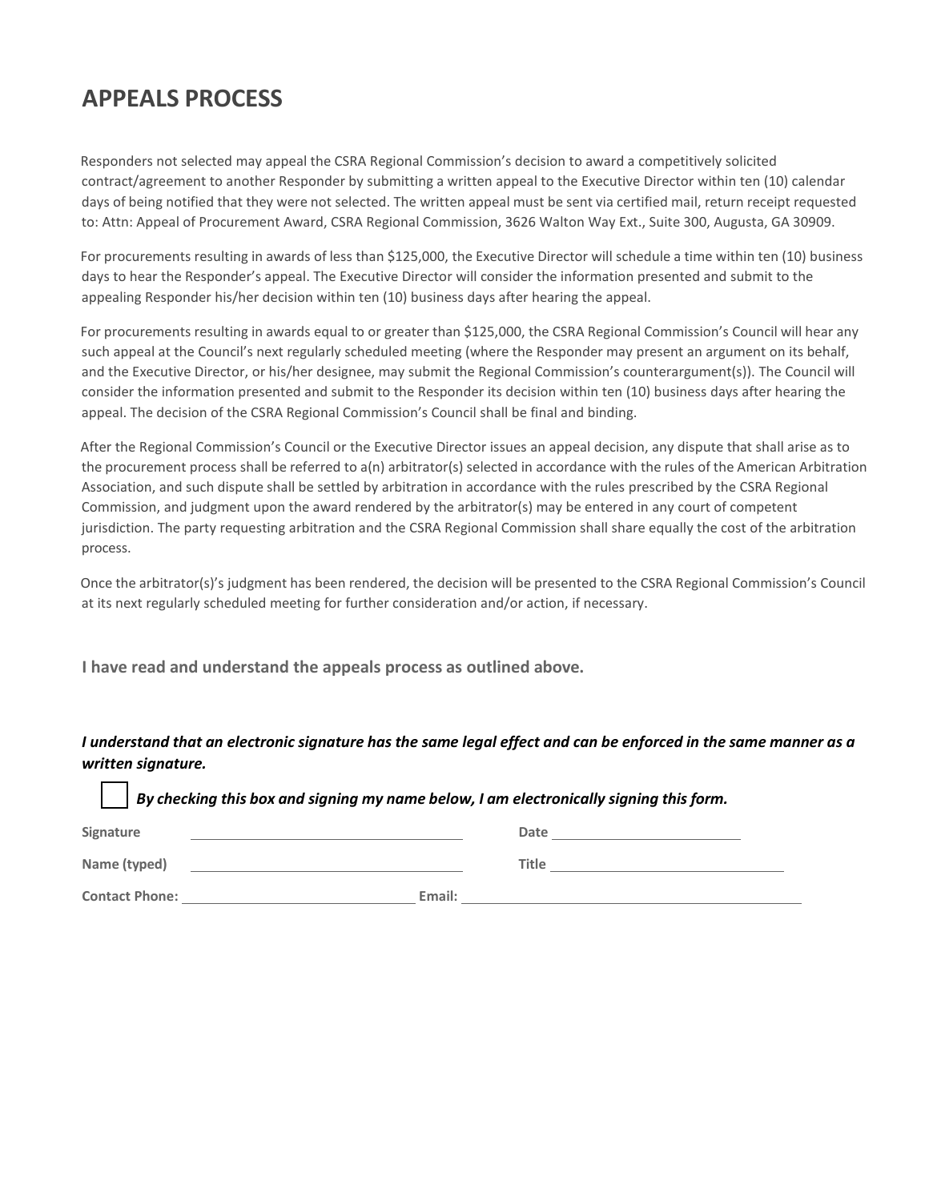# APPEALS PROCESS

Responders not selected may appeal the CSRA Regional Commission's decision to award a competitively solicited contract/agreement to another Responder by submitting a written appeal to the Executive Director within ten (10) calendar days of being notified that they were not selected. The written appeal must be sent via certified mail, return receipt requested to: Attn: Appeal of Procurement Award, CSRA Regional Commission, 3626 Walton Way Ext., Suite 300, Augusta, GA 30909.

For procurements resulting in awards of less than $125,000, the Executive Director will schedule a time within ten (10) business days to hear the Responder's appeal. The Executive Director will consider the information presented and submit to the appealing Responder his/her decision within ten (10) business days after hearing the appeal.

For procurements resulting in awards equal to or greater than $125,000, the CSRA Regional Commission's Council will hear any such appeal at the Council's next regularly scheduled meeting (where the Responder may present an argument on its behalf, and the Executive Director, or his/her designee, may submit the Regional Commission's counterargument(s)). The Council will consider the information presented and submit to the Responder its decision within ten (10) business days after hearing the appeal. The decision of the CSRA Regional Commission's Council shall be final and binding.

After the Regional Commission's Council or the Executive Director issues an appeal decision, any dispute that shall arise as to the procurement process shall be referred to a(n) arbitrator(s) selected in accordance with the rules of the American Arbitration Association, and such dispute shall be settled by arbitration in accordance with the rules prescribed by the CSRA Regional Commission, and judgment upon the award rendered by the arbitrator(s) may be entered in any court of competent jurisdiction. The party requesting arbitration and the CSRA Regional Commission shall share equally the cost of the arbitration process.

Once the arbitrator(s)'s judgment has been rendered, the decision will be presented to the CSRA Regional Commission's Council at its next regularly scheduled meeting for further consideration and/or action, if necessary.

**I have read and understand the appeals process as outlined above.**

***I understand that an electronic signature has the same legal effect and can be enforced in the same manner as a written signature.***

☐ ***By checking this box and signing my name below, I am electronically signing this form.***

**Signature** ______________________________ **Date** ____________________

**Name (typed)** ______________________________ **Title** ____________________

**Contact Phone:** ______________________________ **Email:** ______________________________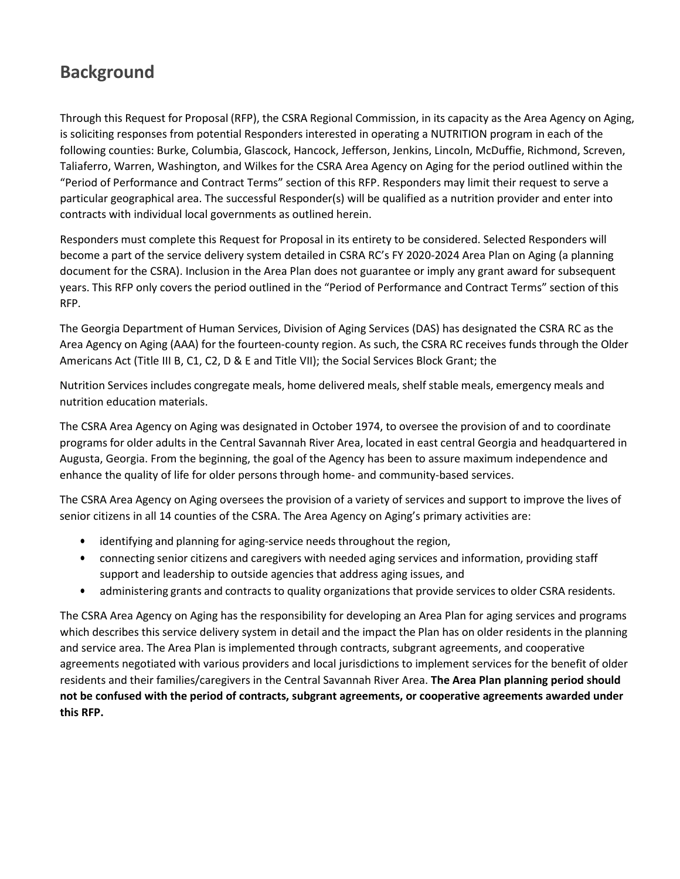## Background

Through this Request for Proposal (RFP), the CSRA Regional Commission, in its capacity as the Area Agency on Aging, is soliciting responses from potential Responders interested in operating a NUTRITION program in each of the following counties: Burke, Columbia, Glascock, Hancock, Jefferson, Jenkins, Lincoln, McDuffie, Richmond, Screven, Taliaferro, Warren, Washington, and Wilkes for the CSRA Area Agency on Aging for the period outlined within the "Period of Performance and Contract Terms" section of this RFP. Responders may limit their request to serve a particular geographical area. The successful Responder(s) will be qualified as a nutrition provider and enter into contracts with individual local governments as outlined herein.

Responders must complete this Request for Proposal in its entirety to be considered. Selected Responders will become a part of the service delivery system detailed in CSRA RC's FY 2020-2024 Area Plan on Aging (a planning document for the CSRA). Inclusion in the Area Plan does not guarantee or imply any grant award for subsequent years. This RFP only covers the period outlined in the "Period of Performance and Contract Terms" section of this RFP.

The Georgia Department of Human Services, Division of Aging Services (DAS) has designated the CSRA RC as the Area Agency on Aging (AAA) for the fourteen-county region. As such, the CSRA RC receives funds through the Older Americans Act (Title III B, C1, C2, D & E and Title VII); the Social Services Block Grant; the

Nutrition Services includes congregate meals, home delivered meals, shelf stable meals, emergency meals and nutrition education materials.

The CSRA Area Agency on Aging was designated in October 1974, to oversee the provision of and to coordinate programs for older adults in the Central Savannah River Area, located in east central Georgia and headquartered in Augusta, Georgia. From the beginning, the goal of the Agency has been to assure maximum independence and enhance the quality of life for older persons through home- and community-based services.

The CSRA Area Agency on Aging oversees the provision of a variety of services and support to improve the lives of senior citizens in all 14 counties of the CSRA. The Area Agency on Aging's primary activities are:

- identifying and planning for aging-service needs throughout the region,
- connecting senior citizens and caregivers with needed aging services and information, providing staff support and leadership to outside agencies that address aging issues, and
- administering grants and contracts to quality organizations that provide services to older CSRA residents.

The CSRA Area Agency on Aging has the responsibility for developing an Area Plan for aging services and programs which describes this service delivery system in detail and the impact the Plan has on older residents in the planning and service area. The Area Plan is implemented through contracts, subgrant agreements, and cooperative agreements negotiated with various providers and local jurisdictions to implement services for the benefit of older residents and their families/caregivers in the Central Savannah River Area. **The Area Plan planning period should not be confused with the period of contracts, subgrant agreements, or cooperative agreements awarded under this RFP.**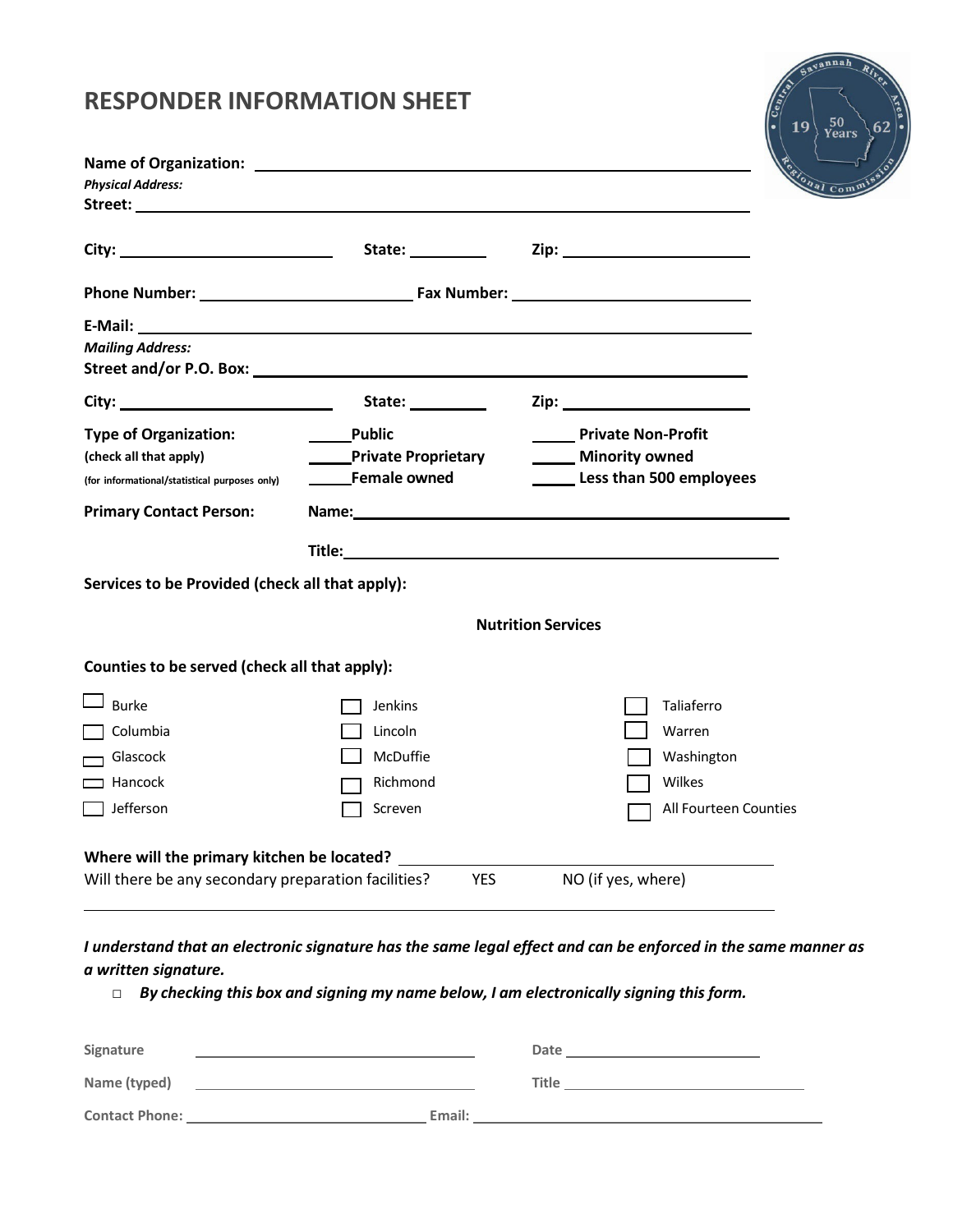# RESPONDER INFORMATION SHEET

**Name of Organization:** ______________________________

***Physical Address:***

**Street:** ______________________________

**City:** ____________ **State:** ________ **Zip:** ____________

**Phone Number:** ____________ **Fax Number:** ____________

**E-Mail:** ______________________________

***Mailing Address:***

**Street and/or P.O. Box:** ______________________________

**City:** ____________ **State:** ________ **Zip:** ____________

**Type of Organization:** (check all that apply) (for informational/statistical purposes only)

- ____ **Public**
- ____ **Private Non-Profit**
- ____ **Private Proprietary**
- ____ **Minority owned**
- ____ **Female owned**
- ____ **Less than 500 employees**

**Primary Contact Person:** **Name:** ______________________________

**Title:** ______________________________

**Services to be Provided (check all that apply):**

**Nutrition Services**

**Counties to be served (check all that apply):**

| | | |
|---|---|---|
| ☐ Burke | ☐ Jenkins | ☐ Taliaferro |
| ☐ Columbia | ☐ Lincoln | ☐ Warren |
| ☐ Glascock | ☐ McDuffie | ☐ Washington |
| ☐ Hancock | ☐ Richmond | ☐ Wilkes |
| ☐ Jefferson | ☐ Screven | ☐ All Fourteen Counties |

**Where will the primary kitchen be located?** ______________________________

Will there be any secondary preparation facilities? YES NO (if yes, where)

______________________________

***I understand that an electronic signature has the same legal effect and can be enforced in the same manner as a written signature.***

- □ ***By checking this box and signing my name below, I am electronically signing this form.***

**Signature** ______________________ **Date** ______________________

**Name (typed)** ______________________ **Title** ______________________

**Contact Phone:** ______________________ **Email:** ______________________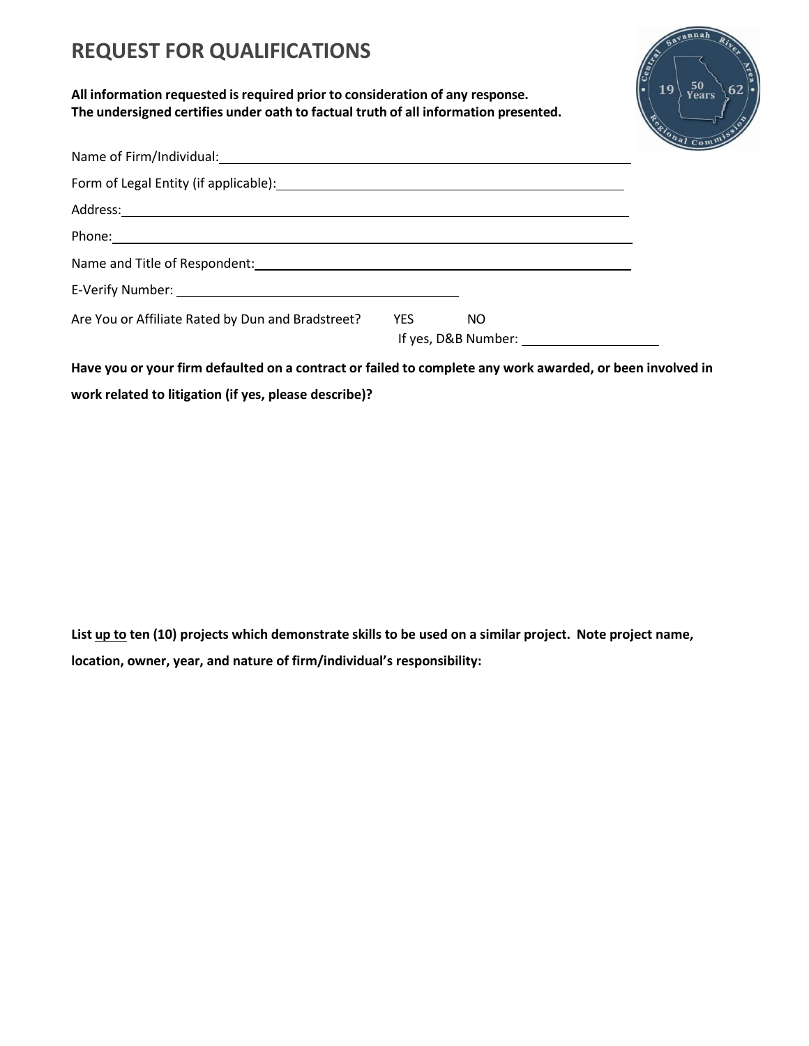# REQUEST FOR QUALIFICATIONS

**All information requested is required prior to consideration of any response.**
**The undersigned certifies under oath to factual truth of all information presented.**

Name of Firm/Individual: ______________________________________________

Form of Legal Entity (if applicable): ______________________________________

Address: ______________________________________________________

Phone: ________________________________________________________

Name and Title of Respondent: ____________________________________________

E-Verify Number: ______________________________

Are You or Affiliate Rated by Dun and Bradstreet? YES NO
If yes, D&B Number: ________________

**Have you or your firm defaulted on a contract or failed to complete any work awarded, or been involved in work related to litigation (if yes, please describe)?**

**List up to ten (10) projects which demonstrate skills to be used on a similar project. Note project name, location, owner, year, and nature of firm/individual's responsibility:**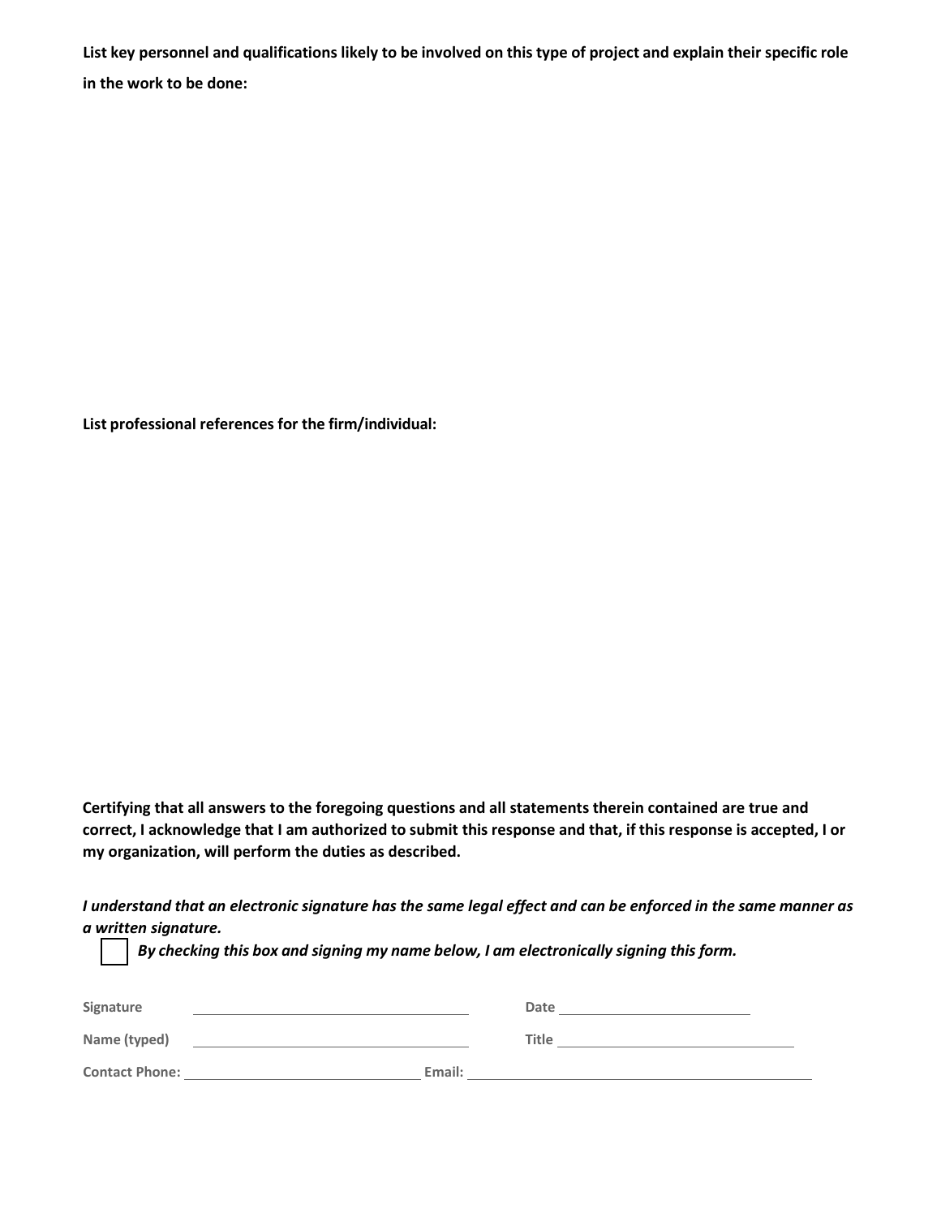**List key personnel and qualifications likely to be involved on this type of project and explain their specific role in the work to be done:**

**List professional references for the firm/individual:**

**Certifying that all answers to the foregoing questions and all statements therein contained are true and correct, I acknowledge that I am authorized to submit this response and that, if this response is accepted, I or my organization, will perform the duties as described.**

***I understand that an electronic signature has the same legal effect and can be enforced in the same manner as a written signature.***

☐ ***By checking this box and signing my name below, I am electronically signing this form.***

**Signature** ______________________________ **Date** ______________________

**Name (typed)** ______________________________ **Title** ______________________

**Contact Phone:** ______________________________ **Email:** ______________________________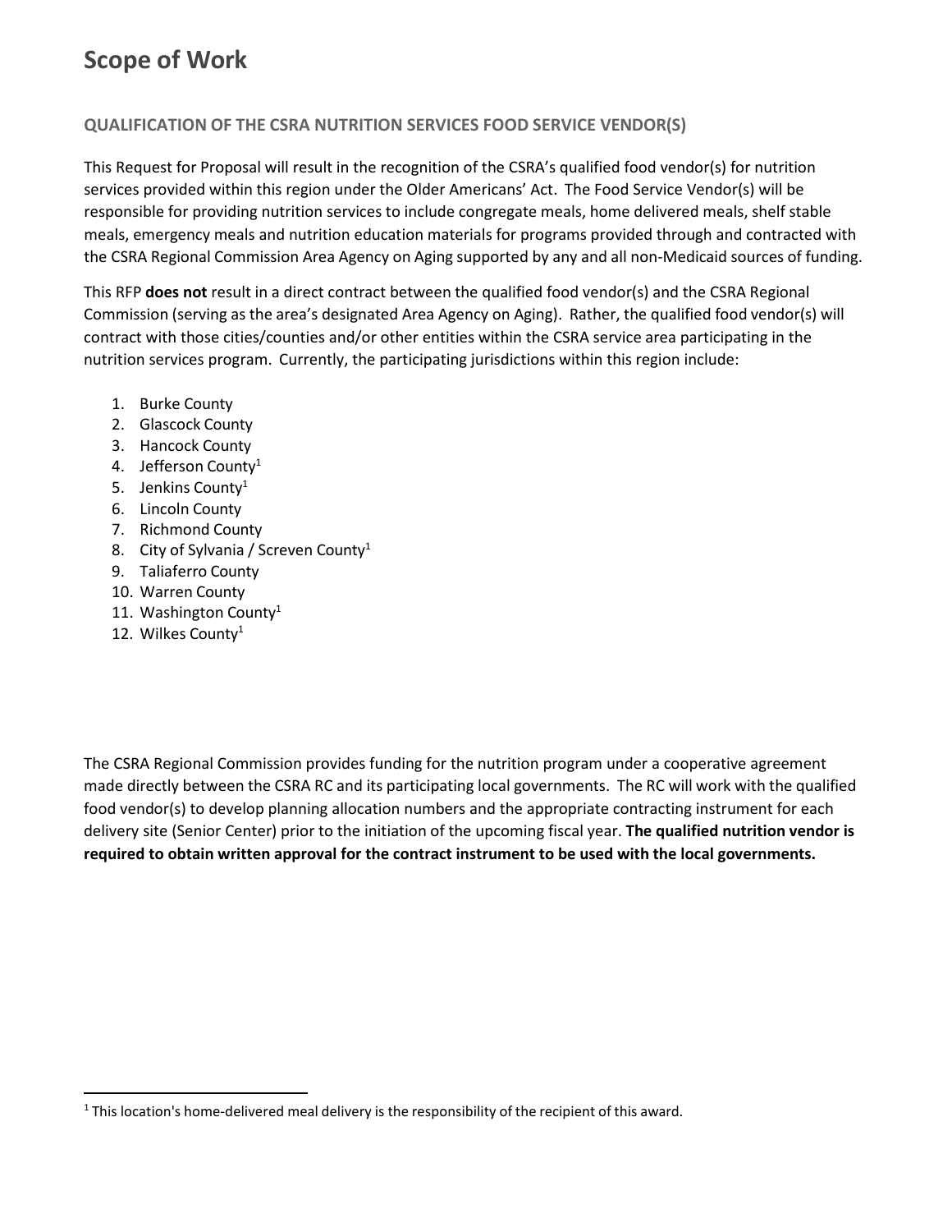# Scope of Work

### QUALIFICATION OF THE CSRA NUTRITION SERVICES FOOD SERVICE VENDOR(S)

This Request for Proposal will result in the recognition of the CSRA's qualified food vendor(s) for nutrition services provided within this region under the Older Americans' Act. The Food Service Vendor(s) will be responsible for providing nutrition services to include congregate meals, home delivered meals, shelf stable meals, emergency meals and nutrition education materials for programs provided through and contracted with the CSRA Regional Commission Area Agency on Aging supported by any and all non-Medicaid sources of funding.

This RFP **does not** result in a direct contract between the qualified food vendor(s) and the CSRA Regional Commission (serving as the area's designated Area Agency on Aging). Rather, the qualified food vendor(s) will contract with those cities/counties and/or other entities within the CSRA service area participating in the nutrition services program. Currently, the participating jurisdictions within this region include:

1. Burke County
2. Glascock County
3. Hancock County
4. Jefferson County[1]
5. Jenkins County[1]
6. Lincoln County
7. Richmond County
8. City of Sylvania / Screven County[1]
9. Taliaferro County
10. Warren County
11. Washington County[1]
12. Wilkes County[1]

The CSRA Regional Commission provides funding for the nutrition program under a cooperative agreement made directly between the CSRA RC and its participating local governments. The RC will work with the qualified food vendor(s) to develop planning allocation numbers and the appropriate contracting instrument for each delivery site (Senior Center) prior to the initiation of the upcoming fiscal year. **The qualified nutrition vendor is required to obtain written approval for the contract instrument to be used with the local governments.**

---

[1] This location's home-delivered meal delivery is the responsibility of the recipient of this award.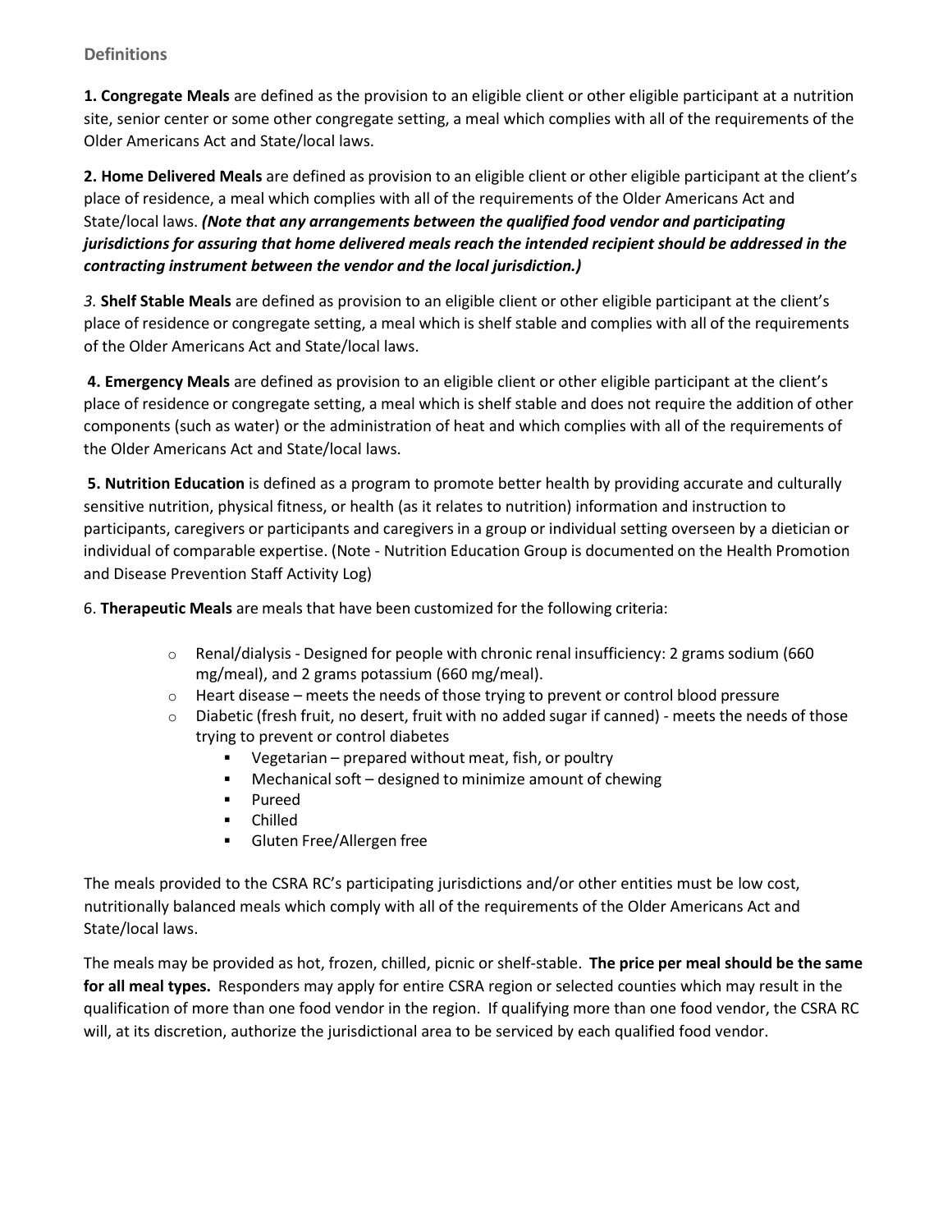### Definitions

**1. Congregate Meals** are defined as the provision to an eligible client or other eligible participant at a nutrition site, senior center or some other congregate setting, a meal which complies with all of the requirements of the Older Americans Act and State/local laws.

**2. Home Delivered Meals** are defined as provision to an eligible client or other eligible participant at the client's place of residence, a meal which complies with all of the requirements of the Older Americans Act and State/local laws. ***(Note that any arrangements between the qualified food vendor and participating jurisdictions for assuring that home delivered meals reach the intended recipient should be addressed in the contracting instrument between the vendor and the local jurisdiction.)***

*3.* **Shelf Stable Meals** are defined as provision to an eligible client or other eligible participant at the client's place of residence or congregate setting, a meal which is shelf stable and complies with all of the requirements of the Older Americans Act and State/local laws.

**4. Emergency Meals** are defined as provision to an eligible client or other eligible participant at the client's place of residence or congregate setting, a meal which is shelf stable and does not require the addition of other components (such as water) or the administration of heat and which complies with all of the requirements of the Older Americans Act and State/local laws.

**5. Nutrition Education** is defined as a program to promote better health by providing accurate and culturally sensitive nutrition, physical fitness, or health (as it relates to nutrition) information and instruction to participants, caregivers or participants and caregivers in a group or individual setting overseen by a dietician or individual of comparable expertise. (Note - Nutrition Education Group is documented on the Health Promotion and Disease Prevention Staff Activity Log)

6. **Therapeutic Meals** are meals that have been customized for the following criteria:

- Renal/dialysis - Designed for people with chronic renal insufficiency: 2 grams sodium (660 mg/meal), and 2 grams potassium (660 mg/meal).
- Heart disease – meets the needs of those trying to prevent or control blood pressure
- Diabetic (fresh fruit, no desert, fruit with no added sugar if canned) - meets the needs of those trying to prevent or control diabetes
  - Vegetarian – prepared without meat, fish, or poultry
  - Mechanical soft – designed to minimize amount of chewing
  - Pureed
  - Chilled
  - Gluten Free/Allergen free

The meals provided to the CSRA RC's participating jurisdictions and/or other entities must be low cost, nutritionally balanced meals which comply with all of the requirements of the Older Americans Act and State/local laws.

The meals may be provided as hot, frozen, chilled, picnic or shelf-stable. **The price per meal should be the same for all meal types.** Responders may apply for entire CSRA region or selected counties which may result in the qualification of more than one food vendor in the region. If qualifying more than one food vendor, the CSRA RC will, at its discretion, authorize the jurisdictional area to be serviced by each qualified food vendor.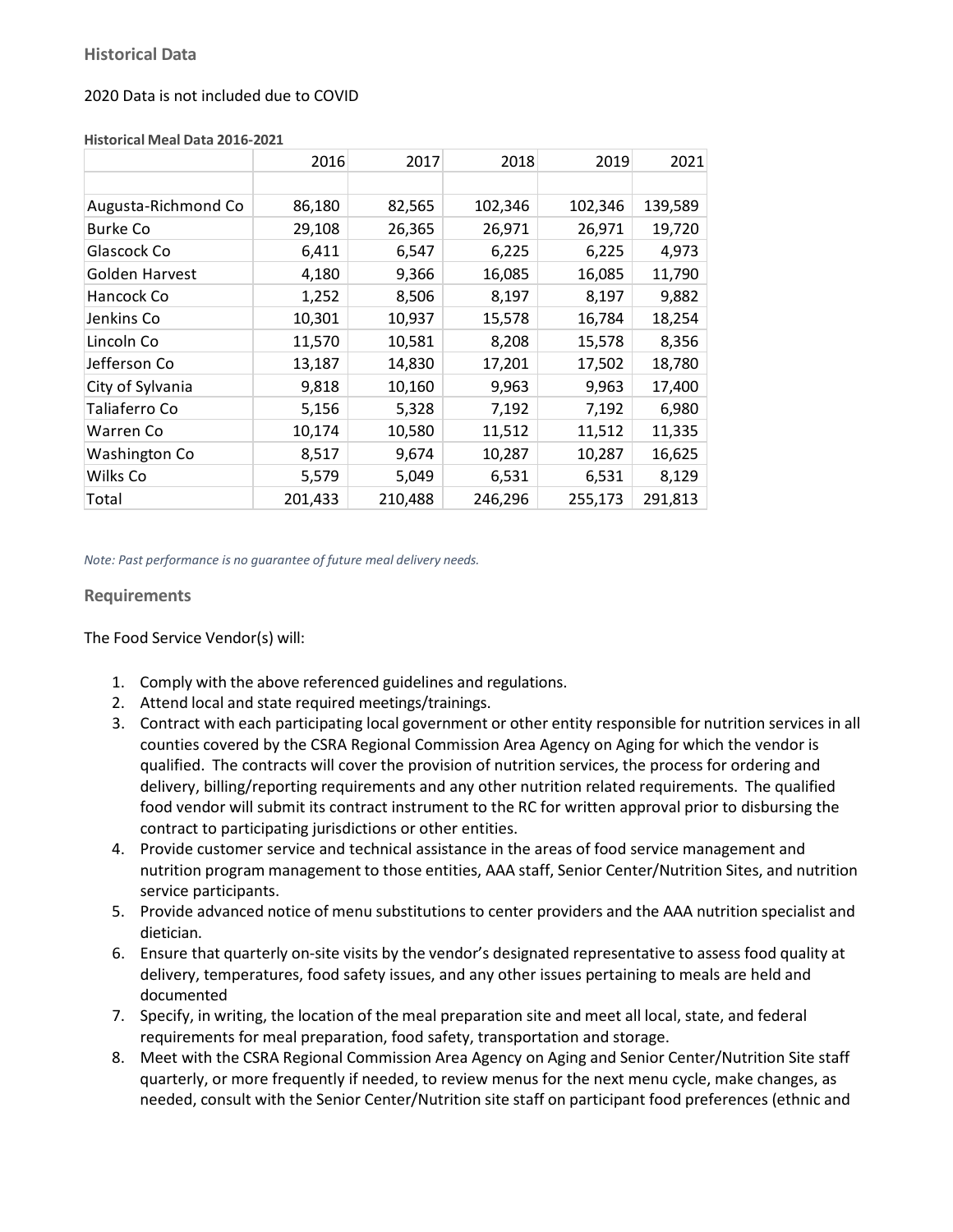## Historical Data

2020 Data is not included due to COVID

**Historical Meal Data 2016-2021**

| | 2016 | 2017 | 2018 | 2019 | 2021 |
|---|---|---|---|---|---|
| | | | | | |
| Augusta-Richmond Co | 86,180 | 82,565 | 102,346 | 102,346 | 139,589 |
| Burke Co | 29,108 | 26,365 | 26,971 | 26,971 | 19,720 |
| Glascock Co | 6,411 | 6,547 | 6,225 | 6,225 | 4,973 |
| Golden Harvest | 4,180 | 9,366 | 16,085 | 16,085 | 11,790 |
| Hancock Co | 1,252 | 8,506 | 8,197 | 8,197 | 9,882 |
| Jenkins Co | 10,301 | 10,937 | 15,578 | 16,784 | 18,254 |
| Lincoln Co | 11,570 | 10,581 | 8,208 | 15,578 | 8,356 |
| Jefferson Co | 13,187 | 14,830 | 17,201 | 17,502 | 18,780 |
| City of Sylvania | 9,818 | 10,160 | 9,963 | 9,963 | 17,400 |
| Taliaferro Co | 5,156 | 5,328 | 7,192 | 7,192 | 6,980 |
| Warren Co | 10,174 | 10,580 | 11,512 | 11,512 | 11,335 |
| Washington Co | 8,517 | 9,674 | 10,287 | 10,287 | 16,625 |
| Wilks Co | 5,579 | 5,049 | 6,531 | 6,531 | 8,129 |
| Total | 201,433 | 210,488 | 246,296 | 255,173 | 291,813 |

*Note: Past performance is no guarantee of future meal delivery needs.*

## Requirements

The Food Service Vendor(s) will:

1. Comply with the above referenced guidelines and regulations.
2. Attend local and state required meetings/trainings.
3. Contract with each participating local government or other entity responsible for nutrition services in all counties covered by the CSRA Regional Commission Area Agency on Aging for which the vendor is qualified. The contracts will cover the provision of nutrition services, the process for ordering and delivery, billing/reporting requirements and any other nutrition related requirements. The qualified food vendor will submit its contract instrument to the RC for written approval prior to disbursing the contract to participating jurisdictions or other entities.
4. Provide customer service and technical assistance in the areas of food service management and nutrition program management to those entities, AAA staff, Senior Center/Nutrition Sites, and nutrition service participants.
5. Provide advanced notice of menu substitutions to center providers and the AAA nutrition specialist and dietician.
6. Ensure that quarterly on-site visits by the vendor's designated representative to assess food quality at delivery, temperatures, food safety issues, and any other issues pertaining to meals are held and documented
7. Specify, in writing, the location of the meal preparation site and meet all local, state, and federal requirements for meal preparation, food safety, transportation and storage.
8. Meet with the CSRA Regional Commission Area Agency on Aging and Senior Center/Nutrition Site staff quarterly, or more frequently if needed, to review menus for the next menu cycle, make changes, as needed, consult with the Senior Center/Nutrition site staff on participant food preferences (ethnic and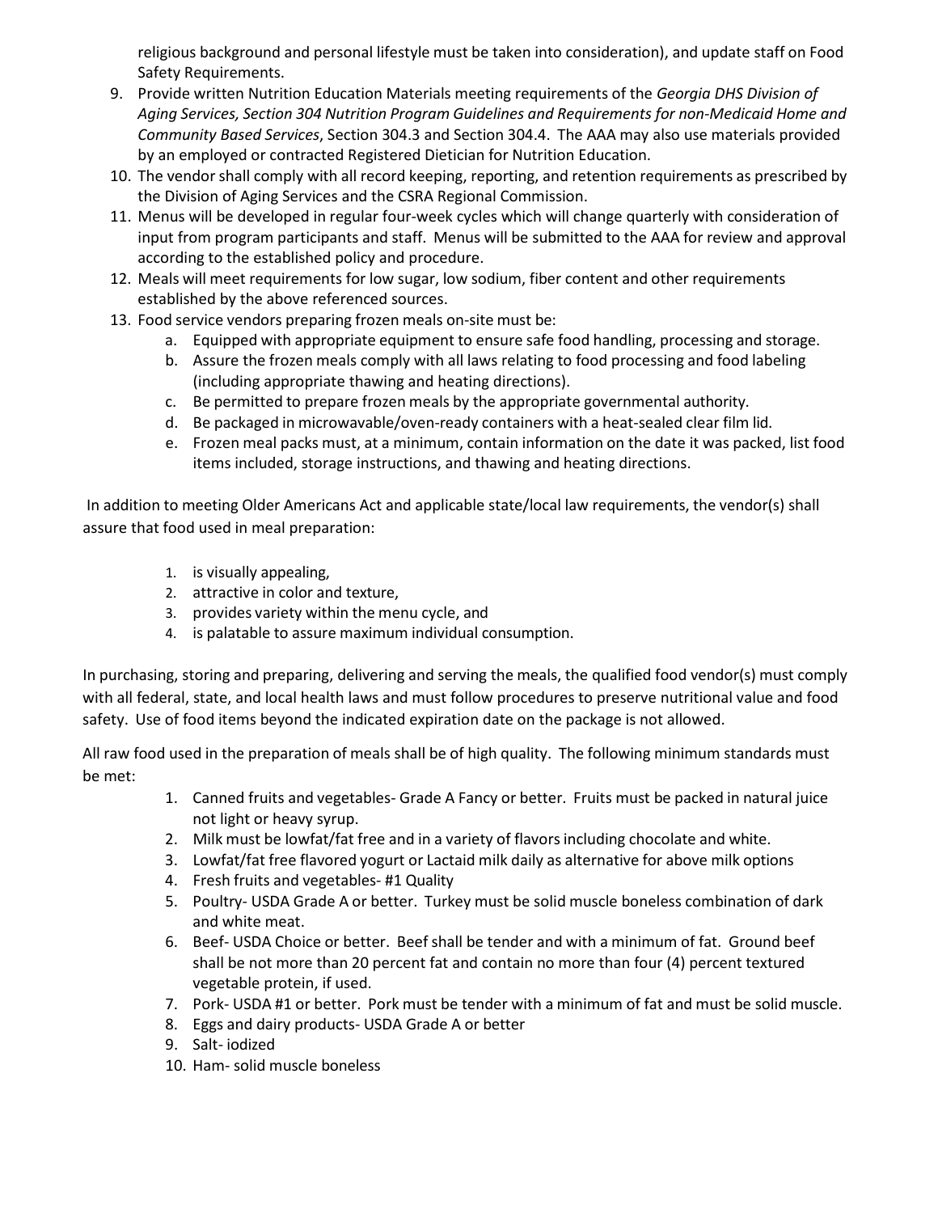religious background and personal lifestyle must be taken into consideration), and update staff on Food Safety Requirements.

9. Provide written Nutrition Education Materials meeting requirements of the *Georgia DHS Division of Aging Services, Section 304 Nutrition Program Guidelines and Requirements for non-Medicaid Home and Community Based Services*, Section 304.3 and Section 304.4. The AAA may also use materials provided by an employed or contracted Registered Dietician for Nutrition Education.
10. The vendor shall comply with all record keeping, reporting, and retention requirements as prescribed by the Division of Aging Services and the CSRA Regional Commission.
11. Menus will be developed in regular four-week cycles which will change quarterly with consideration of input from program participants and staff. Menus will be submitted to the AAA for review and approval according to the established policy and procedure.
12. Meals will meet requirements for low sugar, low sodium, fiber content and other requirements established by the above referenced sources.
13. Food service vendors preparing frozen meals on-site must be:
    a. Equipped with appropriate equipment to ensure safe food handling, processing and storage.
    b. Assure the frozen meals comply with all laws relating to food processing and food labeling (including appropriate thawing and heating directions).
    c. Be permitted to prepare frozen meals by the appropriate governmental authority.
    d. Be packaged in microwavable/oven-ready containers with a heat-sealed clear film lid.
    e. Frozen meal packs must, at a minimum, contain information on the date it was packed, list food items included, storage instructions, and thawing and heating directions.

In addition to meeting Older Americans Act and applicable state/local law requirements, the vendor(s) shall assure that food used in meal preparation:

1. is visually appealing,
2. attractive in color and texture,
3. provides variety within the menu cycle, and
4. is palatable to assure maximum individual consumption.

In purchasing, storing and preparing, delivering and serving the meals, the qualified food vendor(s) must comply with all federal, state, and local health laws and must follow procedures to preserve nutritional value and food safety. Use of food items beyond the indicated expiration date on the package is not allowed.

All raw food used in the preparation of meals shall be of high quality. The following minimum standards must be met:

1. Canned fruits and vegetables- Grade A Fancy or better. Fruits must be packed in natural juice not light or heavy syrup.
2. Milk must be lowfat/fat free and in a variety of flavors including chocolate and white.
3. Lowfat/fat free flavored yogurt or Lactaid milk daily as alternative for above milk options
4. Fresh fruits and vegetables- #1 Quality
5. Poultry- USDA Grade A or better. Turkey must be solid muscle boneless combination of dark and white meat.
6. Beef- USDA Choice or better. Beef shall be tender and with a minimum of fat. Ground beef shall be not more than 20 percent fat and contain no more than four (4) percent textured vegetable protein, if used.
7. Pork- USDA #1 or better. Pork must be tender with a minimum of fat and must be solid muscle.
8. Eggs and dairy products- USDA Grade A or better
9. Salt- iodized
10. Ham- solid muscle boneless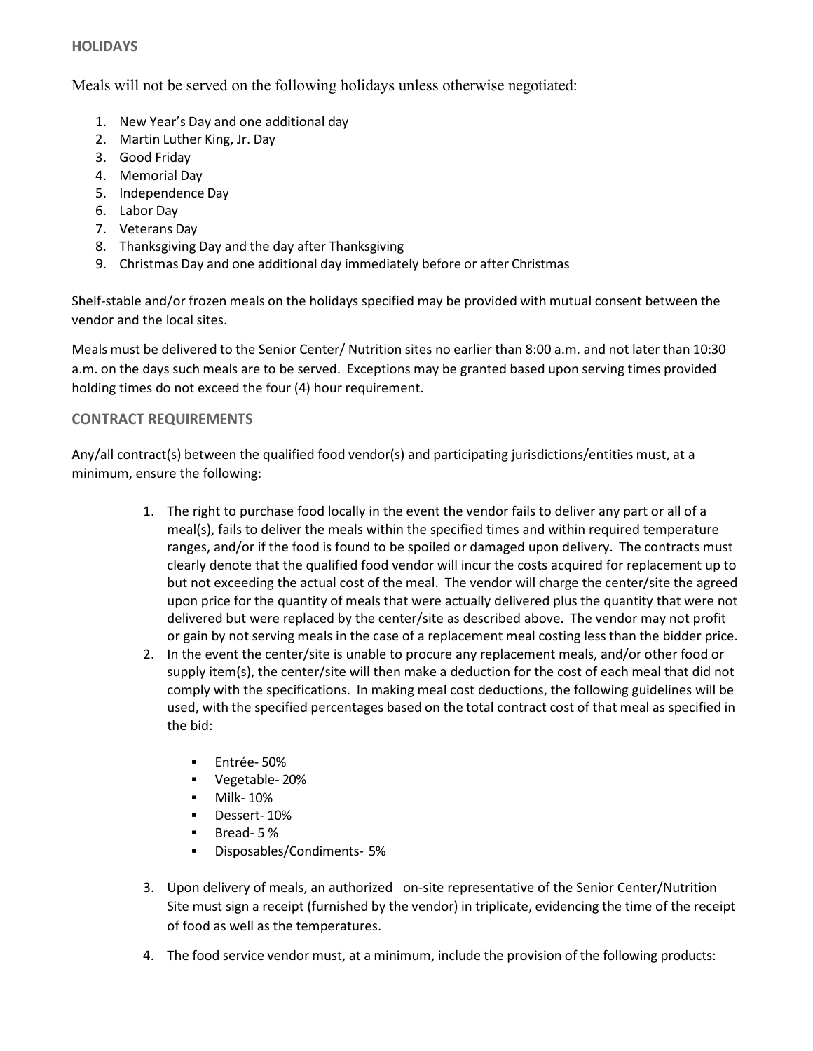## HOLIDAYS

Meals will not be served on the following holidays unless otherwise negotiated:

1. New Year's Day and one additional day
2. Martin Luther King, Jr. Day
3. Good Friday
4. Memorial Day
5. Independence Day
6. Labor Day
7. Veterans Day
8. Thanksgiving Day and the day after Thanksgiving
9. Christmas Day and one additional day immediately before or after Christmas

Shelf-stable and/or frozen meals on the holidays specified may be provided with mutual consent between the vendor and the local sites.

Meals must be delivered to the Senior Center/ Nutrition sites no earlier than 8:00 a.m. and not later than 10:30 a.m. on the days such meals are to be served. Exceptions may be granted based upon serving times provided holding times do not exceed the four (4) hour requirement.

## CONTRACT REQUIREMENTS

Any/all contract(s) between the qualified food vendor(s) and participating jurisdictions/entities must, at a minimum, ensure the following:

1. The right to purchase food locally in the event the vendor fails to deliver any part or all of a meal(s), fails to deliver the meals within the specified times and within required temperature ranges, and/or if the food is found to be spoiled or damaged upon delivery. The contracts must clearly denote that the qualified food vendor will incur the costs acquired for replacement up to but not exceeding the actual cost of the meal. The vendor will charge the center/site the agreed upon price for the quantity of meals that were actually delivered plus the quantity that were not delivered but were replaced by the center/site as described above. The vendor may not profit or gain by not serving meals in the case of a replacement meal costing less than the bidder price.
2. In the event the center/site is unable to procure any replacement meals, and/or other food or supply item(s), the center/site will then make a deduction for the cost of each meal that did not comply with the specifications. In making meal cost deductions, the following guidelines will be used, with the specified percentages based on the total contract cost of that meal as specified in the bid:
   - Entrée- 50%
   - Vegetable- 20%
   - Milk- 10%
   - Dessert- 10%
   - Bread- 5 %
   - Disposables/Condiments- 5%
3. Upon delivery of meals, an authorized on-site representative of the Senior Center/Nutrition Site must sign a receipt (furnished by the vendor) in triplicate, evidencing the time of the receipt of food as well as the temperatures.
4. The food service vendor must, at a minimum, include the provision of the following products: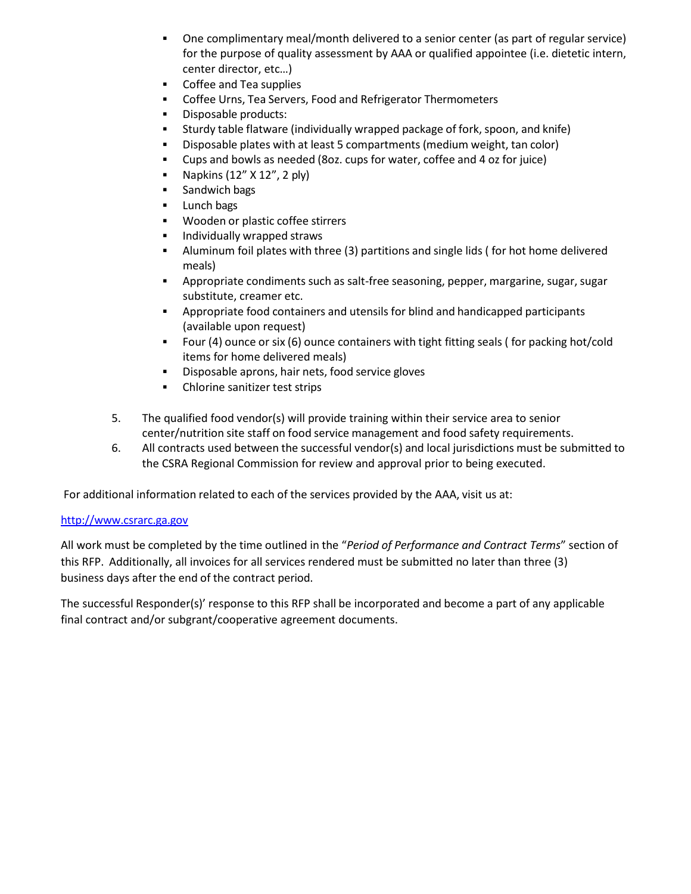- One complimentary meal/month delivered to a senior center (as part of regular service) for the purpose of quality assessment by AAA or qualified appointee (i.e. dietetic intern, center director, etc…)
- Coffee and Tea supplies
- Coffee Urns, Tea Servers, Food and Refrigerator Thermometers
- Disposable products:
- Sturdy table flatware (individually wrapped package of fork, spoon, and knife)
- Disposable plates with at least 5 compartments (medium weight, tan color)
- Cups and bowls as needed (8oz. cups for water, coffee and 4 oz for juice)
- Napkins (12" X 12", 2 ply)
- Sandwich bags
- Lunch bags
- Wooden or plastic coffee stirrers
- Individually wrapped straws
- Aluminum foil plates with three (3) partitions and single lids ( for hot home delivered meals)
- Appropriate condiments such as salt-free seasoning, pepper, margarine, sugar, sugar substitute, creamer etc.
- Appropriate food containers and utensils for blind and handicapped participants (available upon request)
- Four (4) ounce or six (6) ounce containers with tight fitting seals ( for packing hot/cold items for home delivered meals)
- Disposable aprons, hair nets, food service gloves
- Chlorine sanitizer test strips

5. The qualified food vendor(s) will provide training within their service area to senior center/nutrition site staff on food service management and food safety requirements.
6. All contracts used between the successful vendor(s) and local jurisdictions must be submitted to the CSRA Regional Commission for review and approval prior to being executed.

For additional information related to each of the services provided by the AAA, visit us at:

http://www.csrarc.ga.gov

All work must be completed by the time outlined in the "*Period of Performance and Contract Terms*" section of this RFP. Additionally, all invoices for all services rendered must be submitted no later than three (3) business days after the end of the contract period.

The successful Responder(s)' response to this RFP shall be incorporated and become a part of any applicable final contract and/or subgrant/cooperative agreement documents.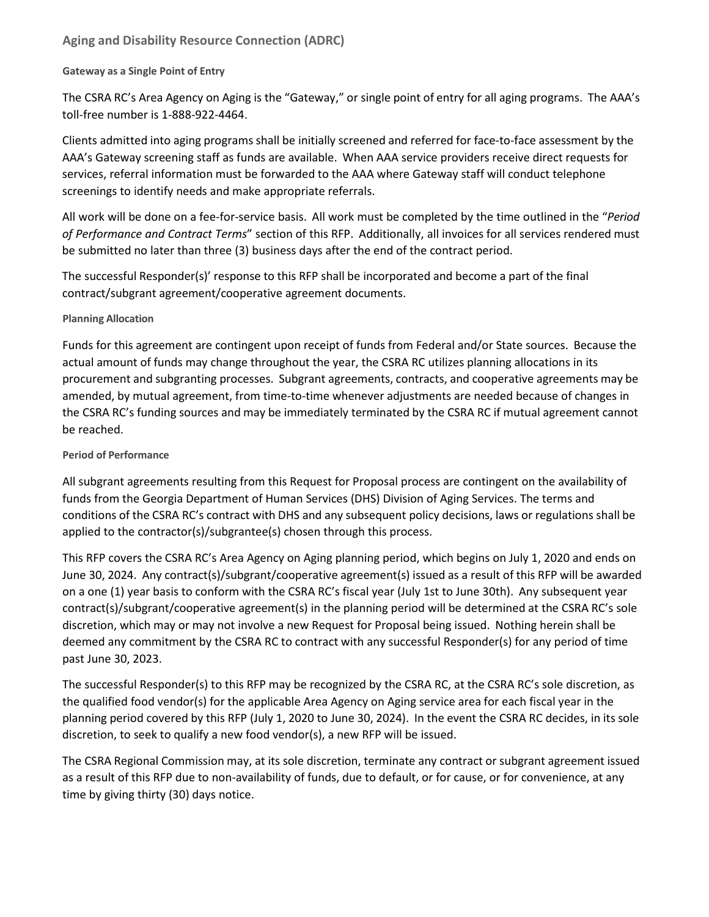## Aging and Disability Resource Connection (ADRC)

#### Gateway as a Single Point of Entry

The CSRA RC's Area Agency on Aging is the "Gateway," or single point of entry for all aging programs. The AAA's toll-free number is 1-888-922-4464.

Clients admitted into aging programs shall be initially screened and referred for face-to-face assessment by the AAA's Gateway screening staff as funds are available. When AAA service providers receive direct requests for services, referral information must be forwarded to the AAA where Gateway staff will conduct telephone screenings to identify needs and make appropriate referrals.

All work will be done on a fee-for-service basis. All work must be completed by the time outlined in the "*Period of Performance and Contract Terms*" section of this RFP. Additionally, all invoices for all services rendered must be submitted no later than three (3) business days after the end of the contract period.

The successful Responder(s)' response to this RFP shall be incorporated and become a part of the final contract/subgrant agreement/cooperative agreement documents.

#### Planning Allocation

Funds for this agreement are contingent upon receipt of funds from Federal and/or State sources. Because the actual amount of funds may change throughout the year, the CSRA RC utilizes planning allocations in its procurement and subgranting processes. Subgrant agreements, contracts, and cooperative agreements may be amended, by mutual agreement, from time-to-time whenever adjustments are needed because of changes in the CSRA RC's funding sources and may be immediately terminated by the CSRA RC if mutual agreement cannot be reached.

#### Period of Performance

All subgrant agreements resulting from this Request for Proposal process are contingent on the availability of funds from the Georgia Department of Human Services (DHS) Division of Aging Services. The terms and conditions of the CSRA RC's contract with DHS and any subsequent policy decisions, laws or regulations shall be applied to the contractor(s)/subgrantee(s) chosen through this process.

This RFP covers the CSRA RC's Area Agency on Aging planning period, which begins on July 1, 2020 and ends on June 30, 2024. Any contract(s)/subgrant/cooperative agreement(s) issued as a result of this RFP will be awarded on a one (1) year basis to conform with the CSRA RC's fiscal year (July 1st to June 30th). Any subsequent year contract(s)/subgrant/cooperative agreement(s) in the planning period will be determined at the CSRA RC's sole discretion, which may or may not involve a new Request for Proposal being issued. Nothing herein shall be deemed any commitment by the CSRA RC to contract with any successful Responder(s) for any period of time past June 30, 2023.

The successful Responder(s) to this RFP may be recognized by the CSRA RC, at the CSRA RC's sole discretion, as the qualified food vendor(s) for the applicable Area Agency on Aging service area for each fiscal year in the planning period covered by this RFP (July 1, 2020 to June 30, 2024). In the event the CSRA RC decides, in its sole discretion, to seek to qualify a new food vendor(s), a new RFP will be issued.

The CSRA Regional Commission may, at its sole discretion, terminate any contract or subgrant agreement issued as a result of this RFP due to non-availability of funds, due to default, or for cause, or for convenience, at any time by giving thirty (30) days notice.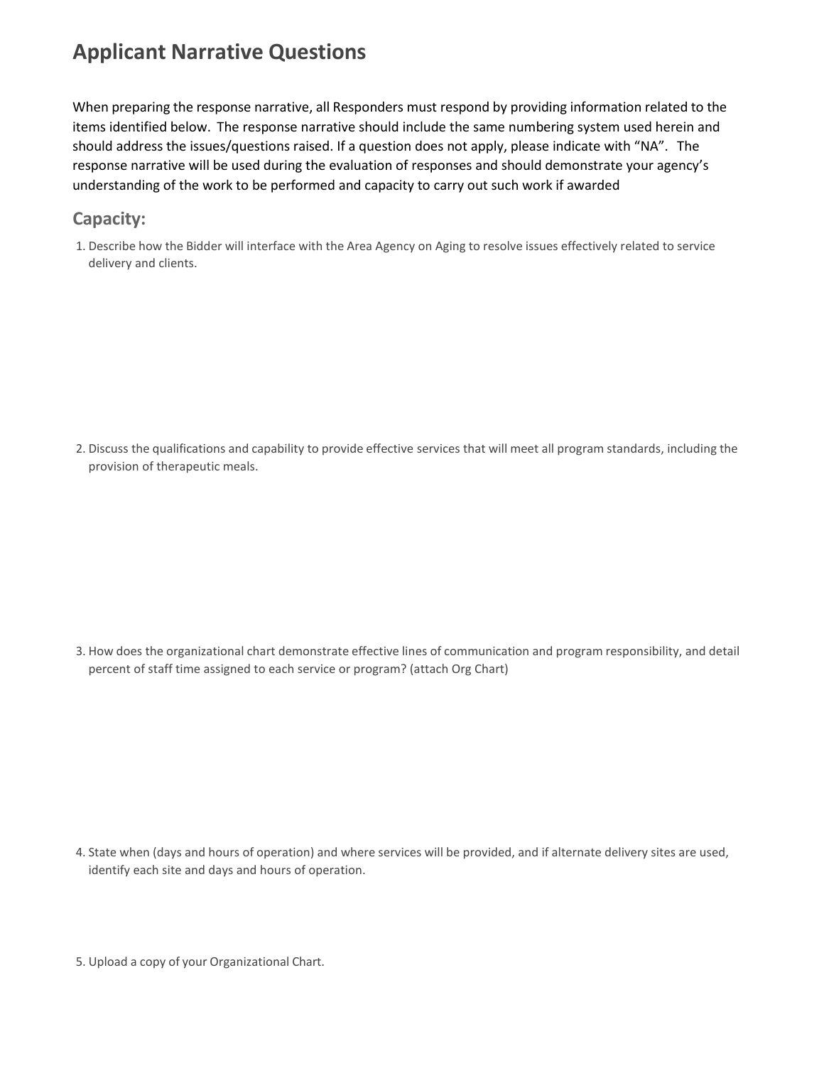# Applicant Narrative Questions

When preparing the response narrative, all Responders must respond by providing information related to the items identified below. The response narrative should include the same numbering system used herein and should address the issues/questions raised. If a question does not apply, please indicate with "NA". The response narrative will be used during the evaluation of responses and should demonstrate your agency's understanding of the work to be performed and capacity to carry out such work if awarded

## Capacity:

1. Describe how the Bidder will interface with the Area Agency on Aging to resolve issues effectively related to service delivery and clients.

2. Discuss the qualifications and capability to provide effective services that will meet all program standards, including the provision of therapeutic meals.

3. How does the organizational chart demonstrate effective lines of communication and program responsibility, and detail percent of staff time assigned to each service or program? (attach Org Chart)

4. State when (days and hours of operation) and where services will be provided, and if alternate delivery sites are used, identify each site and days and hours of operation.

5. Upload a copy of your Organizational Chart.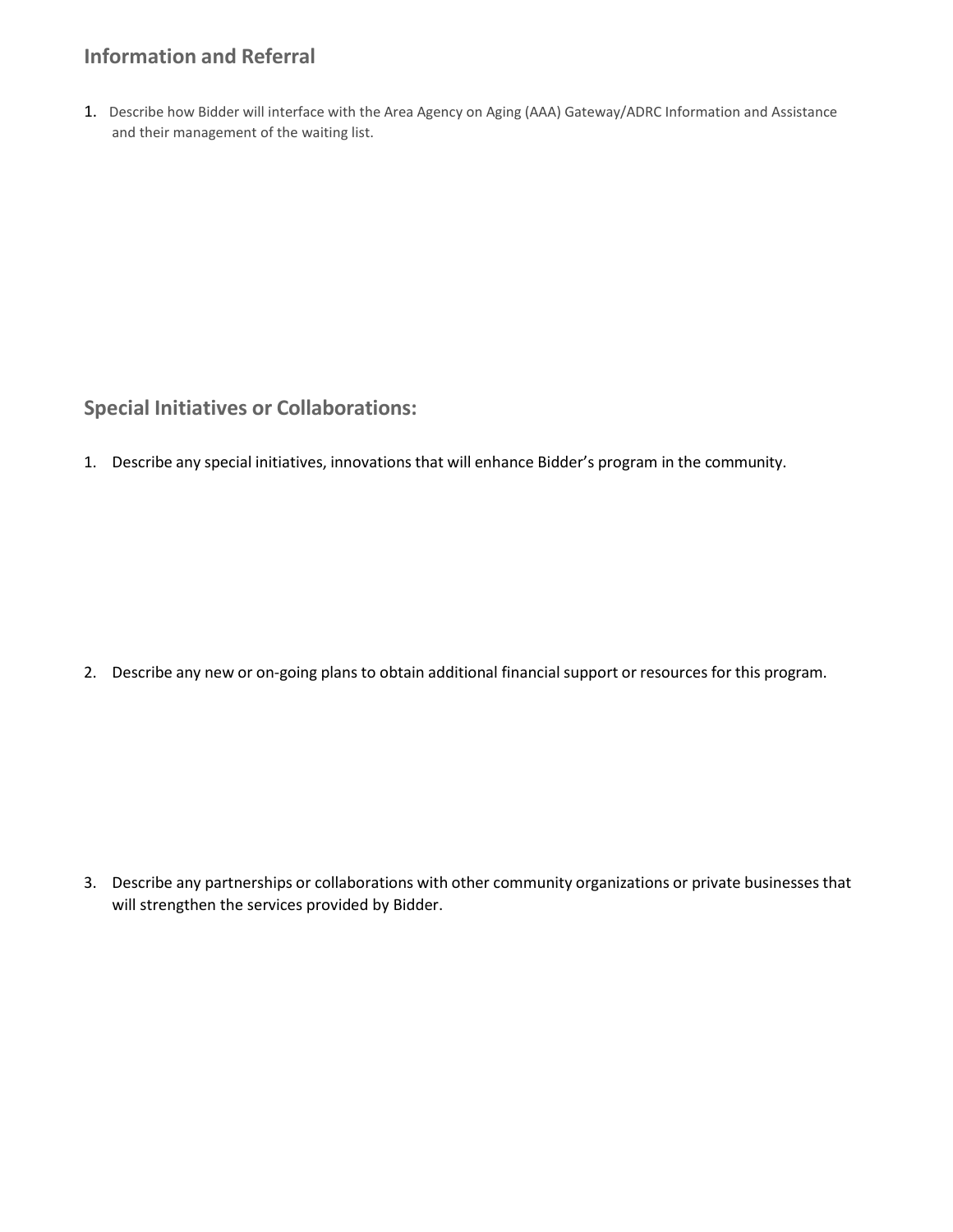## Information and Referral

1. Describe how Bidder will interface with the Area Agency on Aging (AAA) Gateway/ADRC Information and Assistance and their management of the waiting list.

## Special Initiatives or Collaborations:

1. Describe any special initiatives, innovations that will enhance Bidder's program in the community.

2. Describe any new or on-going plans to obtain additional financial support or resources for this program.

3. Describe any partnerships or collaborations with other community organizations or private businesses that will strengthen the services provided by Bidder.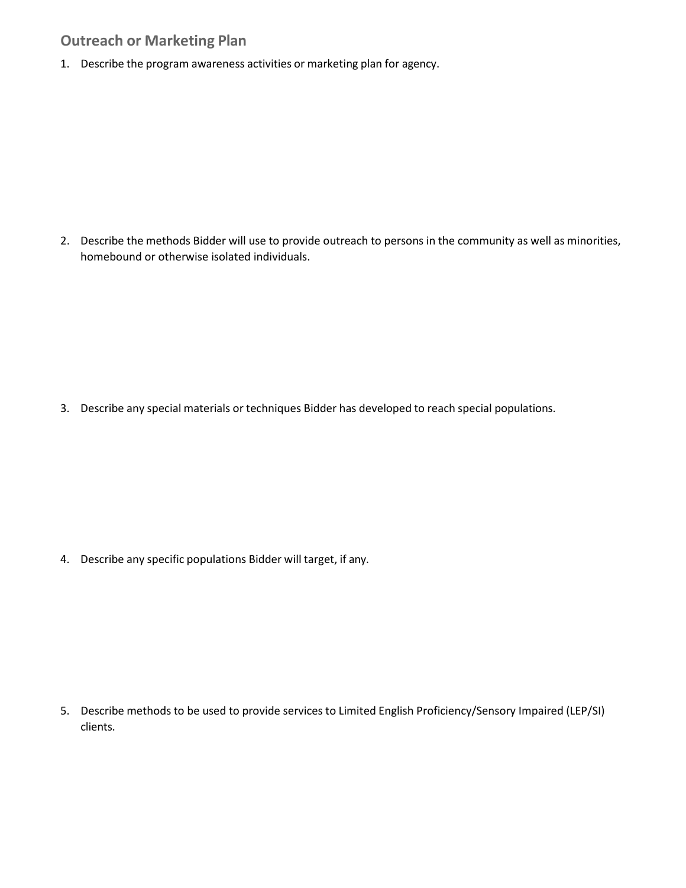## Outreach or Marketing Plan

1. Describe the program awareness activities or marketing plan for agency.

2. Describe the methods Bidder will use to provide outreach to persons in the community as well as minorities, homebound or otherwise isolated individuals.

3. Describe any special materials or techniques Bidder has developed to reach special populations.

4. Describe any specific populations Bidder will target, if any.

5. Describe methods to be used to provide services to Limited English Proficiency/Sensory Impaired (LEP/SI) clients.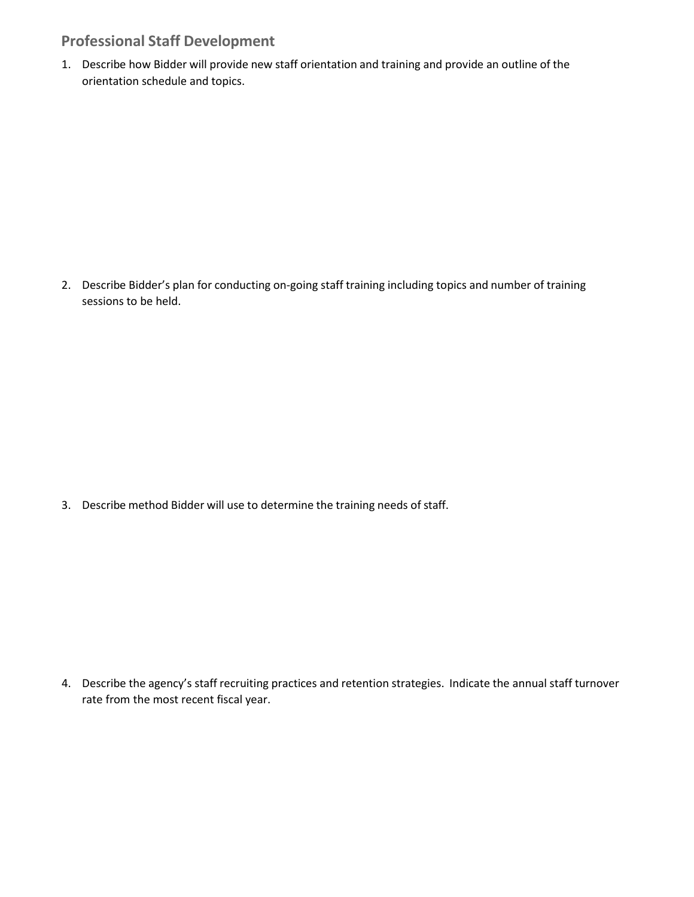## Professional Staff Development

1. Describe how Bidder will provide new staff orientation and training and provide an outline of the orientation schedule and topics.

2. Describe Bidder's plan for conducting on-going staff training including topics and number of training sessions to be held.

3. Describe method Bidder will use to determine the training needs of staff.

4. Describe the agency's staff recruiting practices and retention strategies. Indicate the annual staff turnover rate from the most recent fiscal year.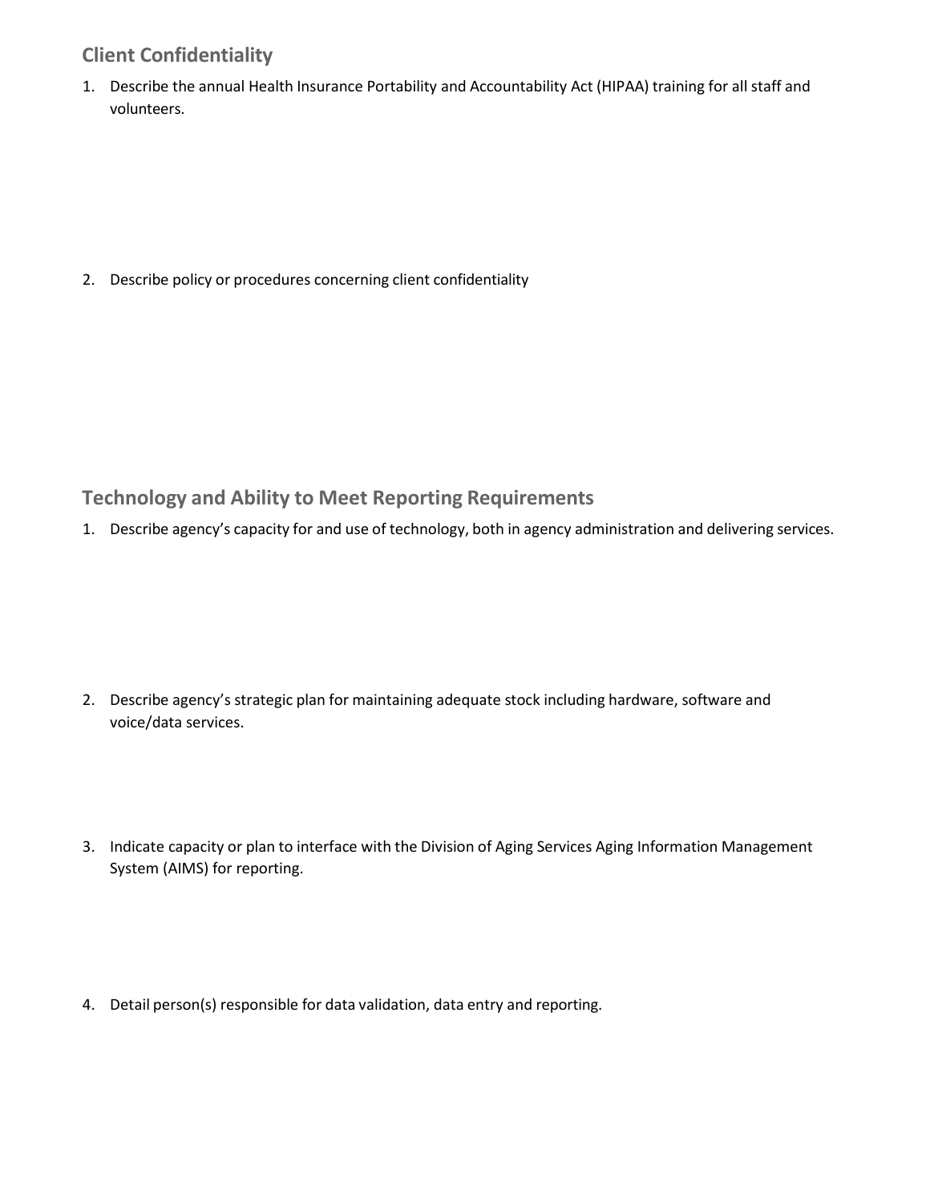## Client Confidentiality

1. Describe the annual Health Insurance Portability and Accountability Act (HIPAA) training for all staff and volunteers.

2. Describe policy or procedures concerning client confidentiality

## Technology and Ability to Meet Reporting Requirements

1. Describe agency's capacity for and use of technology, both in agency administration and delivering services.

2. Describe agency's strategic plan for maintaining adequate stock including hardware, software and voice/data services.

3. Indicate capacity or plan to interface with the Division of Aging Services Aging Information Management System (AIMS) for reporting.

4. Detail person(s) responsible for data validation, data entry and reporting.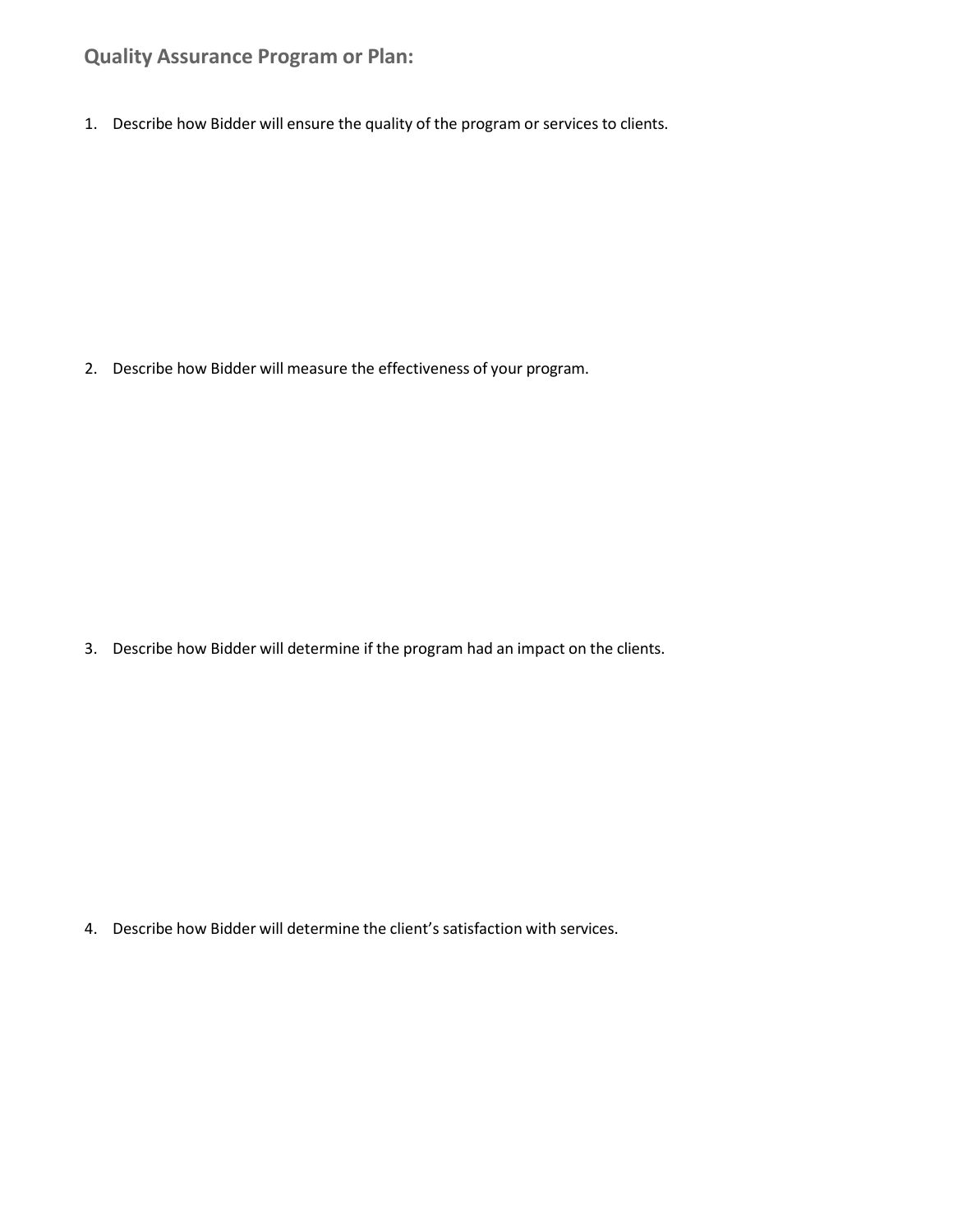## Quality Assurance Program or Plan:

1. Describe how Bidder will ensure the quality of the program or services to clients.

2. Describe how Bidder will measure the effectiveness of your program.

3. Describe how Bidder will determine if the program had an impact on the clients.

4. Describe how Bidder will determine the client's satisfaction with services.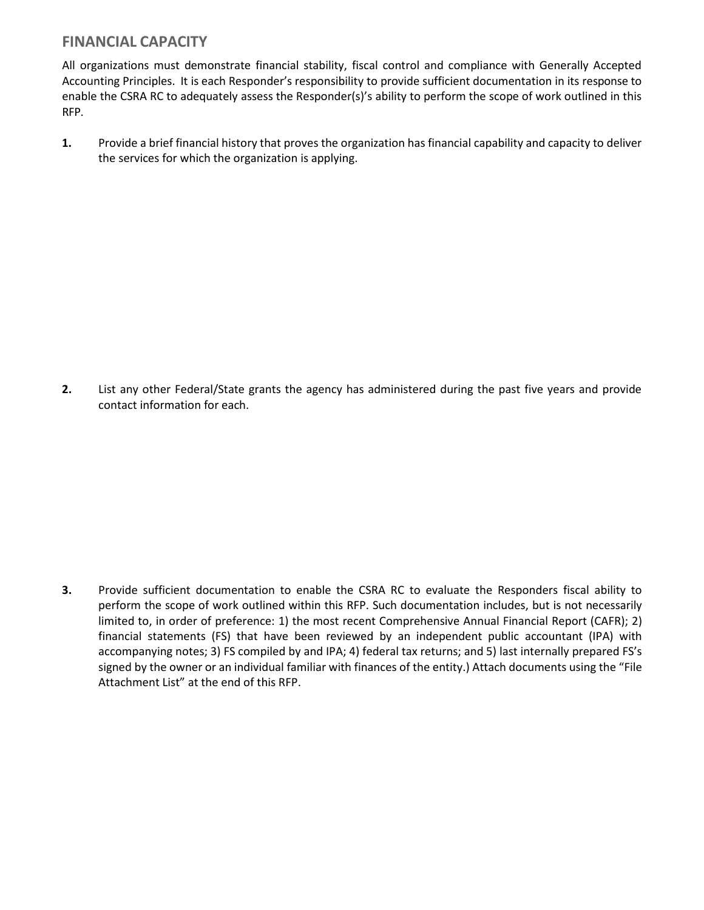## FINANCIAL CAPACITY

All organizations must demonstrate financial stability, fiscal control and compliance with Generally Accepted Accounting Principles. It is each Responder's responsibility to provide sufficient documentation in its response to enable the CSRA RC to adequately assess the Responder(s)'s ability to perform the scope of work outlined in this RFP.

**1.** Provide a brief financial history that proves the organization has financial capability and capacity to deliver the services for which the organization is applying.

**2.** List any other Federal/State grants the agency has administered during the past five years and provide contact information for each.

**3.** Provide sufficient documentation to enable the CSRA RC to evaluate the Responders fiscal ability to perform the scope of work outlined within this RFP. Such documentation includes, but is not necessarily limited to, in order of preference: 1) the most recent Comprehensive Annual Financial Report (CAFR); 2) financial statements (FS) that have been reviewed by an independent public accountant (IPA) with accompanying notes; 3) FS compiled by and IPA; 4) federal tax returns; and 5) last internally prepared FS's signed by the owner or an individual familiar with finances of the entity.) Attach documents using the "File Attachment List" at the end of this RFP.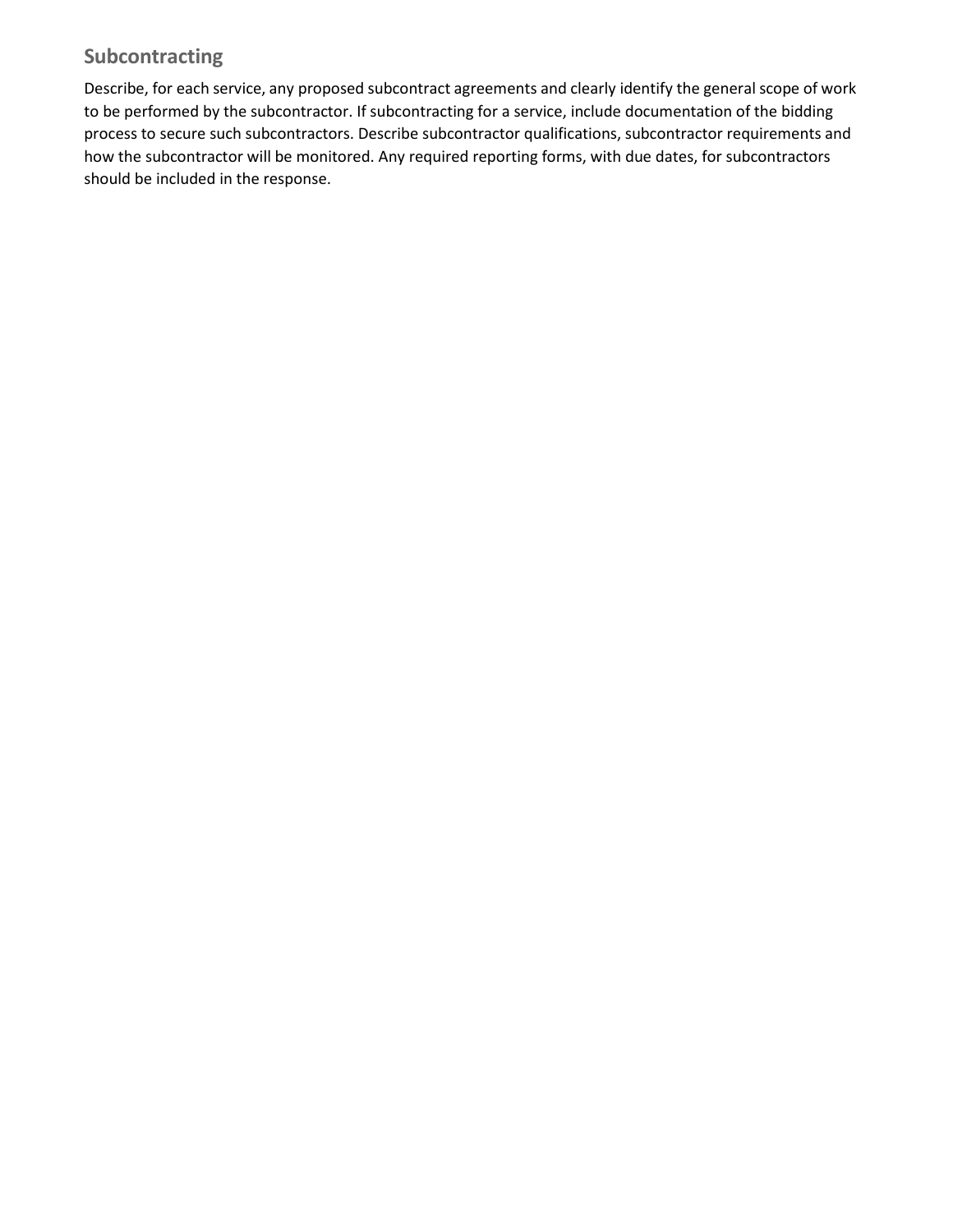## Subcontracting

Describe, for each service, any proposed subcontract agreements and clearly identify the general scope of work to be performed by the subcontractor. If subcontracting for a service, include documentation of the bidding process to secure such subcontractors. Describe subcontractor qualifications, subcontractor requirements and how the subcontractor will be monitored. Any required reporting forms, with due dates, for subcontractors should be included in the response.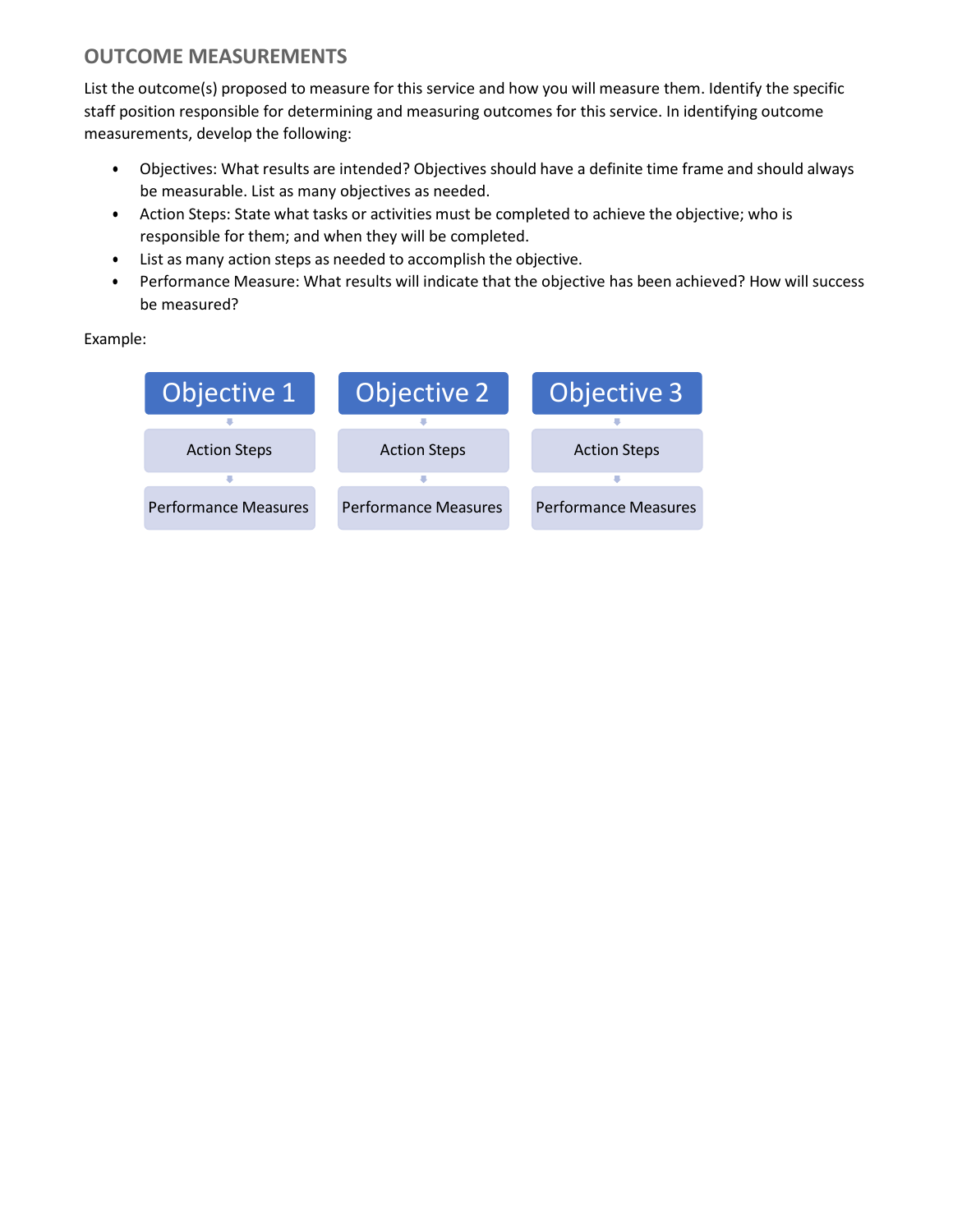## OUTCOME MEASUREMENTS

List the outcome(s) proposed to measure for this service and how you will measure them. Identify the specific staff position responsible for determining and measuring outcomes for this service. In identifying outcome measurements, develop the following:

- Objectives: What results are intended? Objectives should have a definite time frame and should always be measurable. List as many objectives as needed.
- Action Steps: State what tasks or activities must be completed to achieve the objective; who is responsible for them; and when they will be completed.
- List as many action steps as needed to accomplish the objective.
- Performance Measure: What results will indicate that the objective has been achieved? How will success be measured?

Example:

| Objective 1 | Objective 2 | Objective 3 |
| --- | --- | --- |
| Action Steps | Action Steps | Action Steps |
| Performance Measures | Performance Measures | Performance Measures |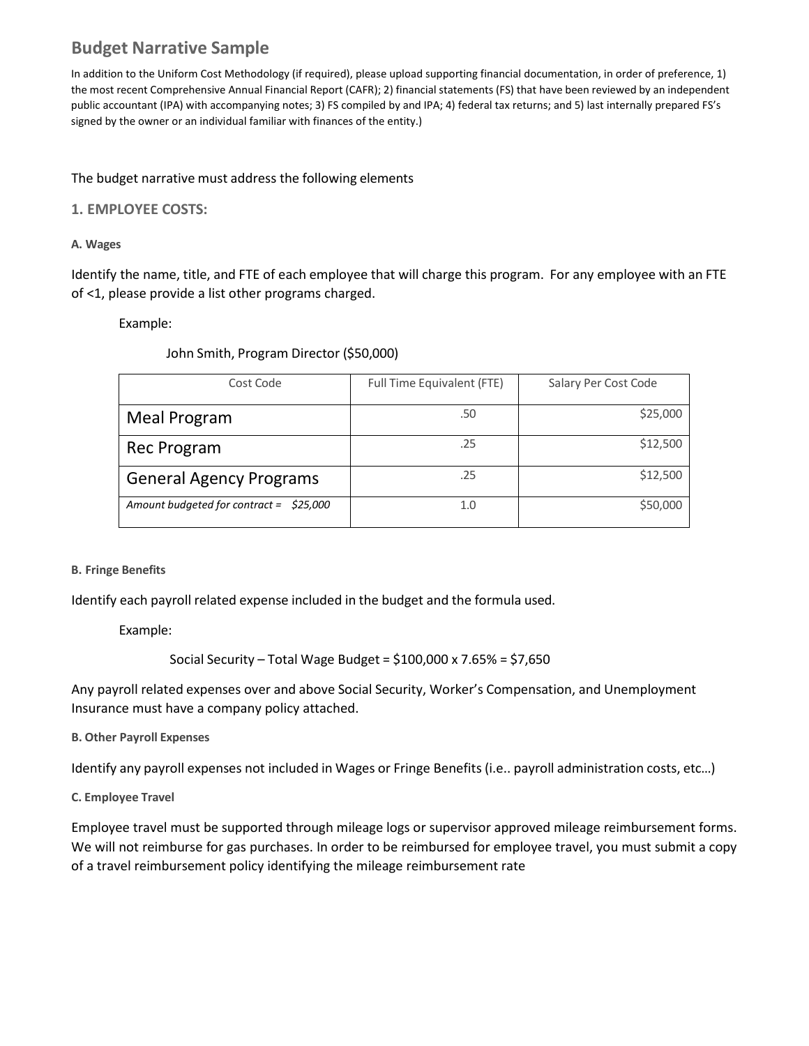# Budget Narrative Sample

In addition to the Uniform Cost Methodology (if required), please upload supporting financial documentation, in order of preference, 1) the most recent Comprehensive Annual Financial Report (CAFR); 2) financial statements (FS) that have been reviewed by an independent public accountant (IPA) with accompanying notes; 3) FS compiled by and IPA; 4) federal tax returns; and 5) last internally prepared FS's signed by the owner or an individual familiar with finances of the entity.)

The budget narrative must address the following elements

## 1. EMPLOYEE COSTS:

### A. Wages

Identify the name, title, and FTE of each employee that will charge this program. For any employee with an FTE of <1, please provide a list other programs charged.

Example:

John Smith, Program Director ($50,000)

| Cost Code | Full Time Equivalent (FTE) | Salary Per Cost Code |
|---|---|---|
| Meal Program | .50 | $25,000 |
| Rec Program | .25 | $12,500 |
| General Agency Programs | .25 | $12,500 |
| *Amount budgeted for contract = $25,000* | 1.0 | $50,000 |

### B. Fringe Benefits

Identify each payroll related expense included in the budget and the formula used.

Example:

Social Security – Total Wage Budget = $100,000 x 7.65% = $7,650

Any payroll related expenses over and above Social Security, Worker's Compensation, and Unemployment Insurance must have a company policy attached.

### B. Other Payroll Expenses

Identify any payroll expenses not included in Wages or Fringe Benefits (i.e.. payroll administration costs, etc…)

### C. Employee Travel

Employee travel must be supported through mileage logs or supervisor approved mileage reimbursement forms. We will not reimburse for gas purchases. In order to be reimbursed for employee travel, you must submit a copy of a travel reimbursement policy identifying the mileage reimbursement rate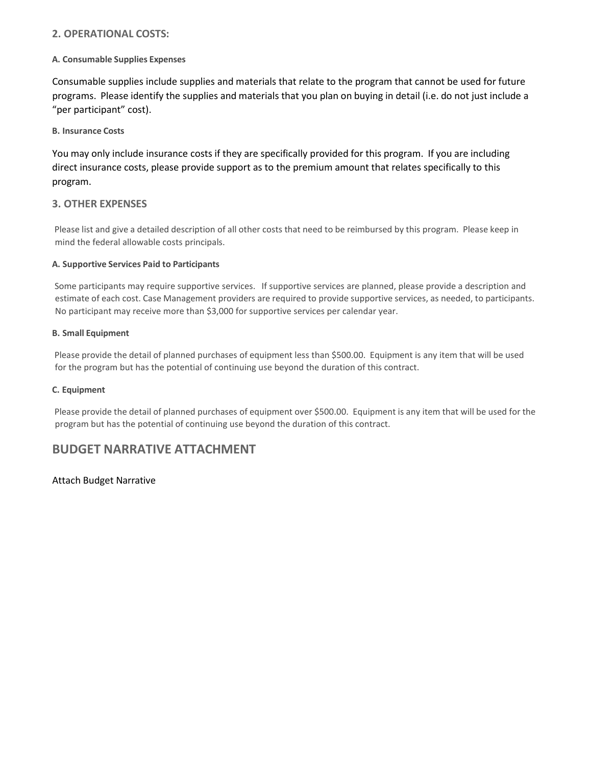## 2. OPERATIONAL COSTS:

#### A. Consumable Supplies Expenses

Consumable supplies include supplies and materials that relate to the program that cannot be used for future programs. Please identify the supplies and materials that you plan on buying in detail (i.e. do not just include a "per participant" cost).

#### B. Insurance Costs

You may only include insurance costs if they are specifically provided for this program. If you are including direct insurance costs, please provide support as to the premium amount that relates specifically to this program.

## 3. OTHER EXPENSES

Please list and give a detailed description of all other costs that need to be reimbursed by this program. Please keep in mind the federal allowable costs principals.

#### A. Supportive Services Paid to Participants

Some participants may require supportive services. If supportive services are planned, please provide a description and estimate of each cost. Case Management providers are required to provide supportive services, as needed, to participants. No participant may receive more than $3,000 for supportive services per calendar year.

#### B. Small Equipment

Please provide the detail of planned purchases of equipment less than $500.00. Equipment is any item that will be used for the program but has the potential of continuing use beyond the duration of this contract.

#### C. Equipment

Please provide the detail of planned purchases of equipment over $500.00. Equipment is any item that will be used for the program but has the potential of continuing use beyond the duration of this contract.

# BUDGET NARRATIVE ATTACHMENT

Attach Budget Narrative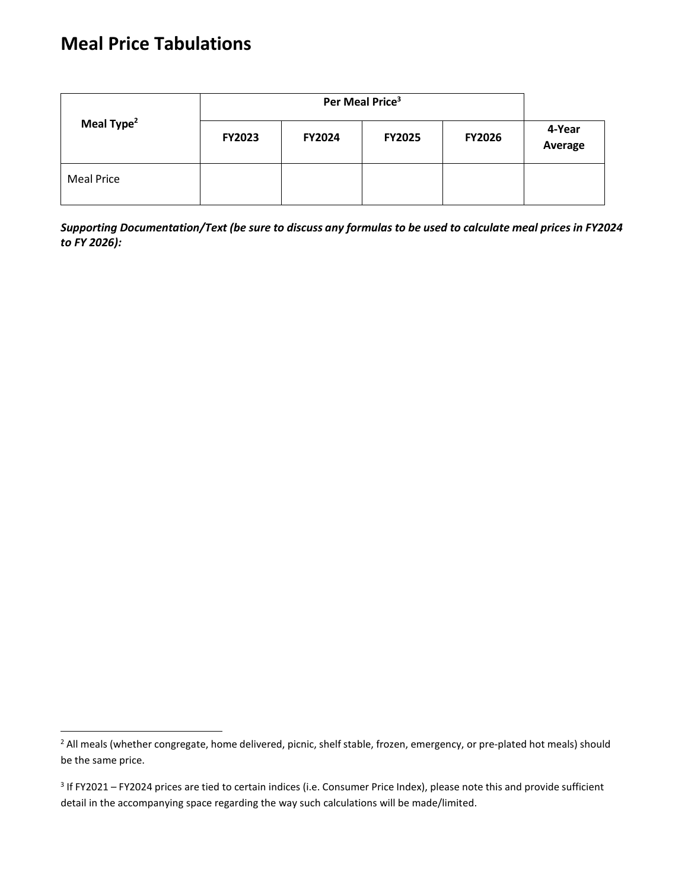# Meal Price Tabulations

| Meal Type[2] | Per Meal Price[3] | | | | |
|---|---|---|---|---|---|
| | FY2023 | FY2024 | FY2025 | FY2026 | 4-Year Average |
| Meal Price | | | | | |

***Supporting Documentation/Text (be sure to discuss any formulas to be used to calculate meal prices in FY2024 to FY 2026):***

[2] All meals (whether congregate, home delivered, picnic, shelf stable, frozen, emergency, or pre-plated hot meals) should be the same price.

[3] If FY2021 – FY2024 prices are tied to certain indices (i.e. Consumer Price Index), please note this and provide sufficient detail in the accompanying space regarding the way such calculations will be made/limited.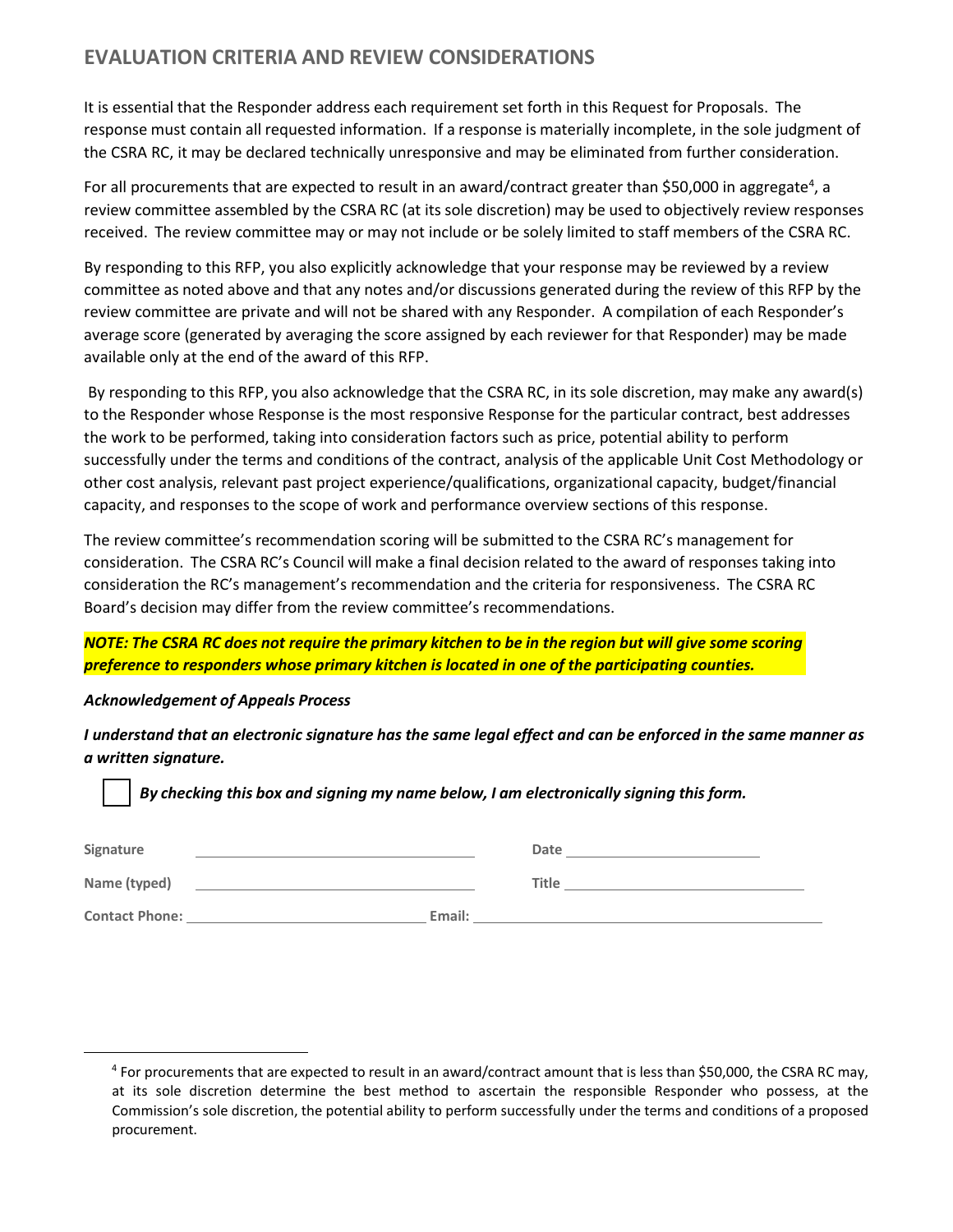## EVALUATION CRITERIA AND REVIEW CONSIDERATIONS

It is essential that the Responder address each requirement set forth in this Request for Proposals. The response must contain all requested information. If a response is materially incomplete, in the sole judgment of the CSRA RC, it may be declared technically unresponsive and may be eliminated from further consideration.

For all procurements that are expected to result in an award/contract greater than $50,000 in aggregate[4], a review committee assembled by the CSRA RC (at its sole discretion) may be used to objectively review responses received. The review committee may or may not include or be solely limited to staff members of the CSRA RC.

By responding to this RFP, you also explicitly acknowledge that your response may be reviewed by a review committee as noted above and that any notes and/or discussions generated during the review of this RFP by the review committee are private and will not be shared with any Responder. A compilation of each Responder's average score (generated by averaging the score assigned by each reviewer for that Responder) may be made available only at the end of the award of this RFP.

By responding to this RFP, you also acknowledge that the CSRA RC, in its sole discretion, may make any award(s) to the Responder whose Response is the most responsive Response for the particular contract, best addresses the work to be performed, taking into consideration factors such as price, potential ability to perform successfully under the terms and conditions of the contract, analysis of the applicable Unit Cost Methodology or other cost analysis, relevant past project experience/qualifications, organizational capacity, budget/financial capacity, and responses to the scope of work and performance overview sections of this response.

The review committee's recommendation scoring will be submitted to the CSRA RC's management for consideration. The CSRA RC's Council will make a final decision related to the award of responses taking into consideration the RC's management's recommendation and the criteria for responsiveness. The CSRA RC Board's decision may differ from the review committee's recommendations.

***NOTE: The CSRA RC does not require the primary kitchen to be in the region but will give some scoring preference to responders whose primary kitchen is located in one of the participating counties.***

***Acknowledgement of Appeals Process***

***I understand that an electronic signature has the same legal effect and can be enforced in the same manner as a written signature.***

☐ ***By checking this box and signing my name below, I am electronically signing this form.***

**Signature** ______________________________ **Date** ______________________

**Name (typed)** ______________________________ **Title** ______________________

**Contact Phone:** ______________________________ **Email:** ______________________________

---

[4] For procurements that are expected to result in an award/contract amount that is less than $50,000, the CSRA RC may, at its sole discretion determine the best method to ascertain the responsible Responder who possess, at the Commission's sole discretion, the potential ability to perform successfully under the terms and conditions of a proposed procurement.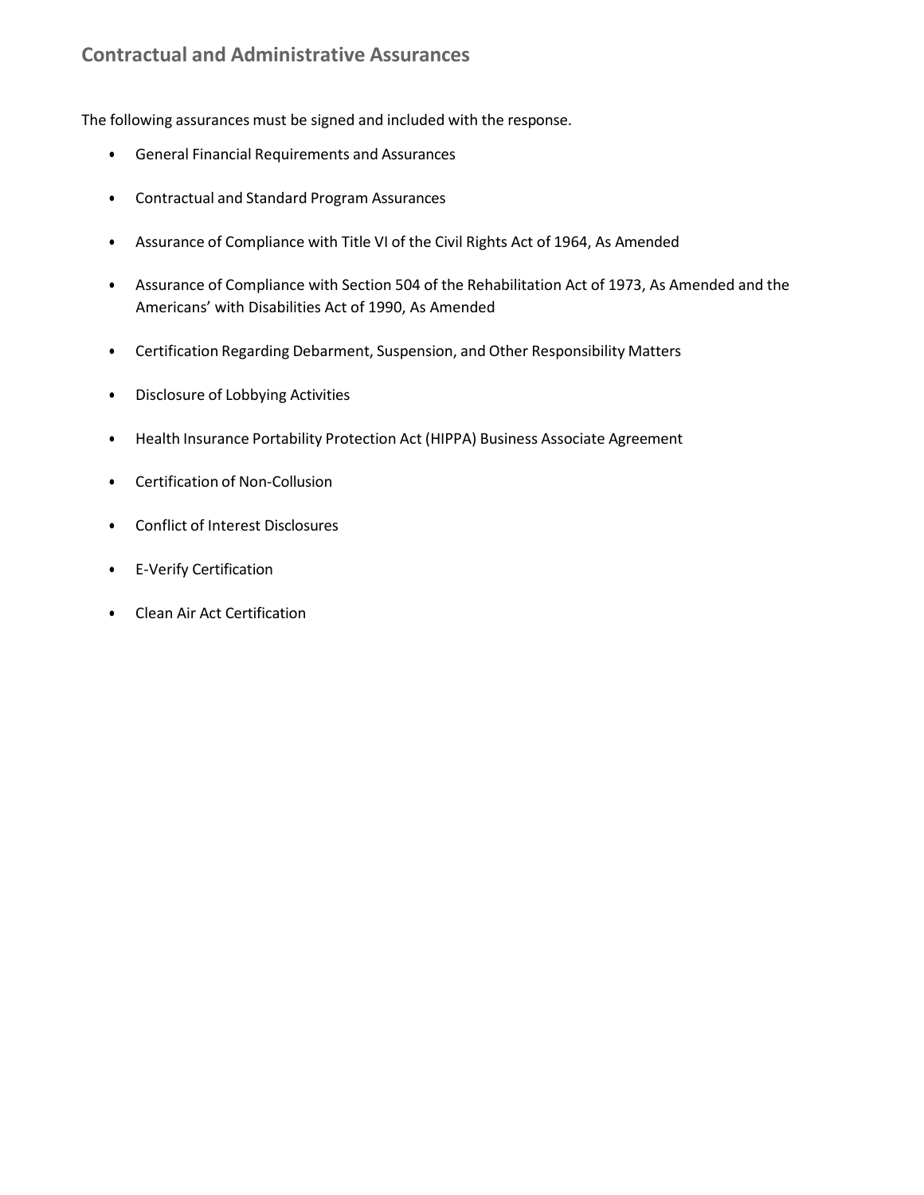## Contractual and Administrative Assurances

The following assurances must be signed and included with the response.

- General Financial Requirements and Assurances
- Contractual and Standard Program Assurances
- Assurance of Compliance with Title VI of the Civil Rights Act of 1964, As Amended
- Assurance of Compliance with Section 504 of the Rehabilitation Act of 1973, As Amended and the Americans' with Disabilities Act of 1990, As Amended
- Certification Regarding Debarment, Suspension, and Other Responsibility Matters
- Disclosure of Lobbying Activities
- Health Insurance Portability Protection Act (HIPPA) Business Associate Agreement
- Certification of Non-Collusion
- Conflict of Interest Disclosures
- E-Verify Certification
- Clean Air Act Certification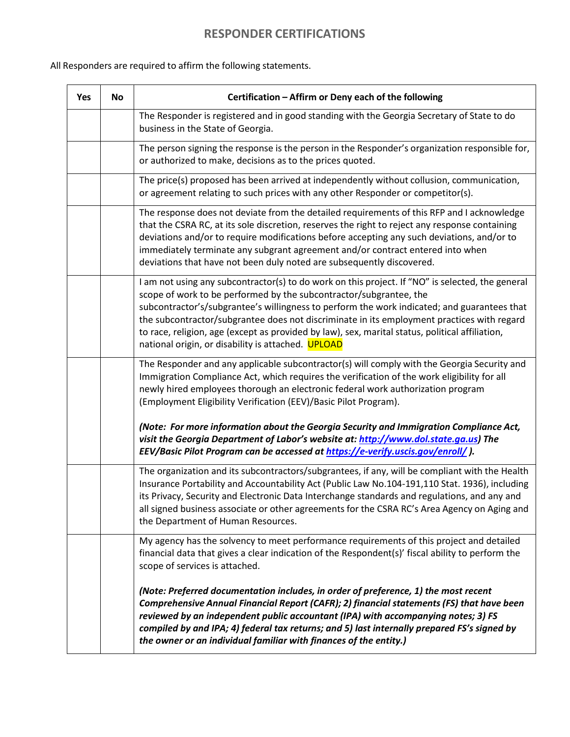# RESPONDER CERTIFICATIONS

All Responders are required to affirm the following statements.

| Yes | No | Certification – Affirm or Deny each of the following |
|---|---|---|
| | | The Responder is registered and in good standing with the Georgia Secretary of State to do business in the State of Georgia. |
| | | The person signing the response is the person in the Responder's organization responsible for, or authorized to make, decisions as to the prices quoted. |
| | | The price(s) proposed has been arrived at independently without collusion, communication, or agreement relating to such prices with any other Responder or competitor(s). |
| | | The response does not deviate from the detailed requirements of this RFP and I acknowledge that the CSRA RC, at its sole discretion, reserves the right to reject any response containing deviations and/or to require modifications before accepting any such deviations, and/or to immediately terminate any subgrant agreement and/or contract entered into when deviations that have not been duly noted are subsequently discovered. |
| | | I am not using any subcontractor(s) to do work on this project. If "NO" is selected, the general scope of work to be performed by the subcontractor/subgrantee, the subcontractor's/subgrantee's willingness to perform the work indicated; and guarantees that the subcontractor/subgrantee does not discriminate in its employment practices with regard to race, religion, age (except as provided by law), sex, marital status, political affiliation, national origin, or disability is attached. UPLOAD |
| | | The Responder and any applicable subcontractor(s) will comply with the Georgia Security and Immigration Compliance Act, which requires the verification of the work eligibility for all newly hired employees thorough an electronic federal work authorization program (Employment Eligibility Verification (EEV)/Basic Pilot Program).<br><br>***(Note: For more information about the Georgia Security and Immigration Compliance Act, visit the Georgia Department of Labor's website at: http://www.dol.state.ga.us) The EEV/Basic Pilot Program can be accessed at https://e-verify.uscis.gov/enroll/ ).*** |
| | | The organization and its subcontractors/subgrantees, if any, will be compliant with the Health Insurance Portability and Accountability Act (Public Law No.104-191,110 Stat. 1936), including its Privacy, Security and Electronic Data Interchange standards and regulations, and any and all signed business associate or other agreements for the CSRA RC's Area Agency on Aging and the Department of Human Resources. |
| | | My agency has the solvency to meet performance requirements of this project and detailed financial data that gives a clear indication of the Respondent(s)' fiscal ability to perform the scope of services is attached.<br><br>***(Note: Preferred documentation includes, in order of preference, 1) the most recent Comprehensive Annual Financial Report (CAFR); 2) financial statements (FS) that have been reviewed by an independent public accountant (IPA) with accompanying notes; 3) FS compiled by and IPA; 4) federal tax returns; and 5) last internally prepared FS's signed by the owner or an individual familiar with finances of the entity.)*** |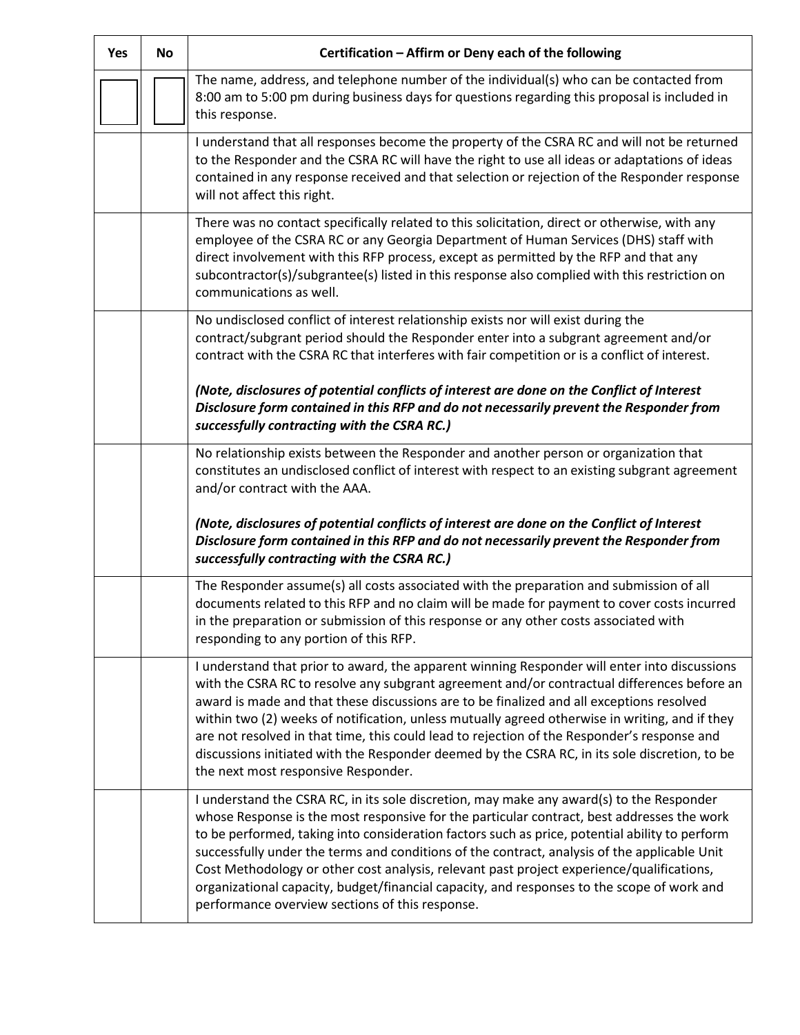| Yes | No | Certification – Affirm or Deny each of the following |
|---|---|---|
| | | The name, address, and telephone number of the individual(s) who can be contacted from 8:00 am to 5:00 pm during business days for questions regarding this proposal is included in this response. |
| | | I understand that all responses become the property of the CSRA RC and will not be returned to the Responder and the CSRA RC will have the right to use all ideas or adaptations of ideas contained in any response received and that selection or rejection of the Responder response will not affect this right. |
| | | There was no contact specifically related to this solicitation, direct or otherwise, with any employee of the CSRA RC or any Georgia Department of Human Services (DHS) staff with direct involvement with this RFP process, except as permitted by the RFP and that any subcontractor(s)/subgrantee(s) listed in this response also complied with this restriction on communications as well. |
| | | No undisclosed conflict of interest relationship exists nor will exist during the contract/subgrant period should the Responder enter into a subgrant agreement and/or contract with the CSRA RC that interferes with fair competition or is a conflict of interest.<br><br>***(Note, disclosures of potential conflicts of interest are done on the Conflict of Interest Disclosure form contained in this RFP and do not necessarily prevent the Responder from successfully contracting with the CSRA RC.)*** |
| | | No relationship exists between the Responder and another person or organization that constitutes an undisclosed conflict of interest with respect to an existing subgrant agreement and/or contract with the AAA.<br><br>***(Note, disclosures of potential conflicts of interest are done on the Conflict of Interest Disclosure form contained in this RFP and do not necessarily prevent the Responder from successfully contracting with the CSRA RC.)*** |
| | | The Responder assume(s) all costs associated with the preparation and submission of all documents related to this RFP and no claim will be made for payment to cover costs incurred in the preparation or submission of this response or any other costs associated with responding to any portion of this RFP. |
| | | I understand that prior to award, the apparent winning Responder will enter into discussions with the CSRA RC to resolve any subgrant agreement and/or contractual differences before an award is made and that these discussions are to be finalized and all exceptions resolved within two (2) weeks of notification, unless mutually agreed otherwise in writing, and if they are not resolved in that time, this could lead to rejection of the Responder's response and discussions initiated with the Responder deemed by the CSRA RC, in its sole discretion, to be the next most responsive Responder. |
| | | I understand the CSRA RC, in its sole discretion, may make any award(s) to the Responder whose Response is the most responsive for the particular contract, best addresses the work to be performed, taking into consideration factors such as price, potential ability to perform successfully under the terms and conditions of the contract, analysis of the applicable Unit Cost Methodology or other cost analysis, relevant past project experience/qualifications, organizational capacity, budget/financial capacity, and responses to the scope of work and performance overview sections of this response. |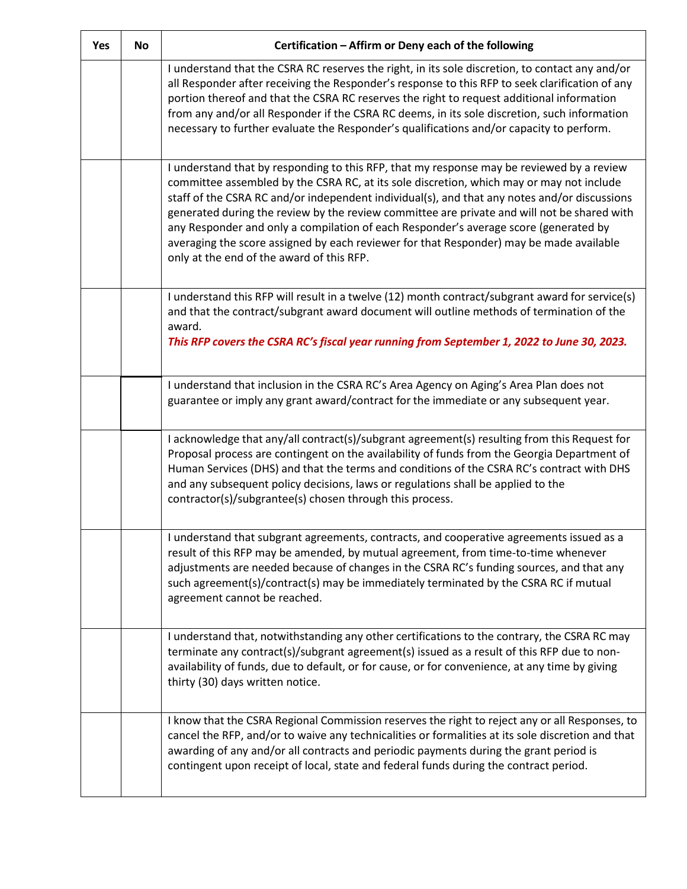| Yes | No | Certification – Affirm or Deny each of the following |
|---|---|---|
| | | I understand that the CSRA RC reserves the right, in its sole discretion, to contact any and/or all Responder after receiving the Responder's response to this RFP to seek clarification of any portion thereof and that the CSRA RC reserves the right to request additional information from any and/or all Responder if the CSRA RC deems, in its sole discretion, such information necessary to further evaluate the Responder's qualifications and/or capacity to perform. |
| | | I understand that by responding to this RFP, that my response may be reviewed by a review committee assembled by the CSRA RC, at its sole discretion, which may or may not include staff of the CSRA RC and/or independent individual(s), and that any notes and/or discussions generated during the review by the review committee are private and will not be shared with any Responder and only a compilation of each Responder's average score (generated by averaging the score assigned by each reviewer for that Responder) may be made available only at the end of the award of this RFP. |
| | | I understand this RFP will result in a twelve (12) month contract/subgrant award for service(s) and that the contract/subgrant award document will outline methods of termination of the award. ***This RFP covers the CSRA RC's fiscal year running from September 1, 2022 to June 30, 2023.*** |
| | | I understand that inclusion in the CSRA RC's Area Agency on Aging's Area Plan does not guarantee or imply any grant award/contract for the immediate or any subsequent year. |
| | | I acknowledge that any/all contract(s)/subgrant agreement(s) resulting from this Request for Proposal process are contingent on the availability of funds from the Georgia Department of Human Services (DHS) and that the terms and conditions of the CSRA RC's contract with DHS and any subsequent policy decisions, laws or regulations shall be applied to the contractor(s)/subgrantee(s) chosen through this process. |
| | | I understand that subgrant agreements, contracts, and cooperative agreements issued as a result of this RFP may be amended, by mutual agreement, from time-to-time whenever adjustments are needed because of changes in the CSRA RC's funding sources, and that any such agreement(s)/contract(s) may be immediately terminated by the CSRA RC if mutual agreement cannot be reached. |
| | | I understand that, notwithstanding any other certifications to the contrary, the CSRA RC may terminate any contract(s)/subgrant agreement(s) issued as a result of this RFP due to non-availability of funds, due to default, or for cause, or for convenience, at any time by giving thirty (30) days written notice. |
| | | I know that the CSRA Regional Commission reserves the right to reject any or all Responses, to cancel the RFP, and/or to waive any technicalities or formalities at its sole discretion and that awarding of any and/or all contracts and periodic payments during the grant period is contingent upon receipt of local, state and federal funds during the contract period. |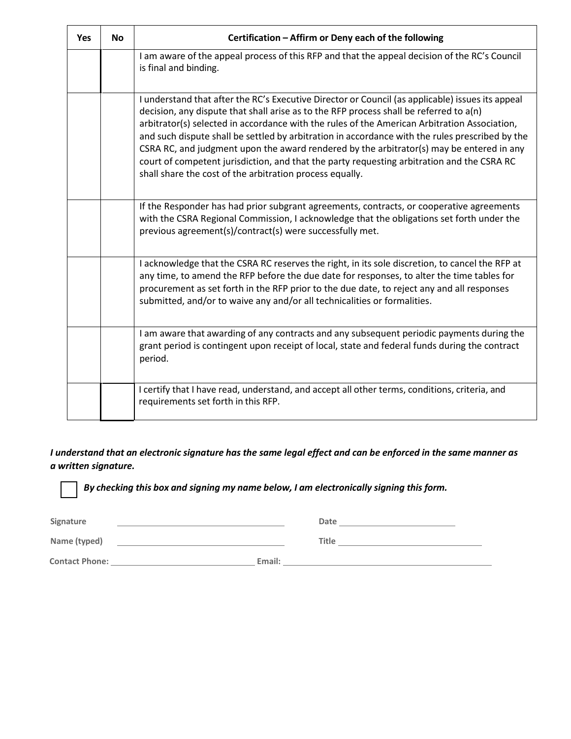| Yes | No | Certification – Affirm or Deny each of the following |
|---|---|---|
| | | I am aware of the appeal process of this RFP and that the appeal decision of the RC's Council is final and binding. |
| | | I understand that after the RC's Executive Director or Council (as applicable) issues its appeal decision, any dispute that shall arise as to the RFP process shall be referred to a(n) arbitrator(s) selected in accordance with the rules of the American Arbitration Association, and such dispute shall be settled by arbitration in accordance with the rules prescribed by the CSRA RC, and judgment upon the award rendered by the arbitrator(s) may be entered in any court of competent jurisdiction, and that the party requesting arbitration and the CSRA RC shall share the cost of the arbitration process equally. |
| | | If the Responder has had prior subgrant agreements, contracts, or cooperative agreements with the CSRA Regional Commission, I acknowledge that the obligations set forth under the previous agreement(s)/contract(s) were successfully met. |
| | | I acknowledge that the CSRA RC reserves the right, in its sole discretion, to cancel the RFP at any time, to amend the RFP before the due date for responses, to alter the time tables for procurement as set forth in the RFP prior to the due date, to reject any and all responses submitted, and/or to waive any and/or all technicalities or formalities. |
| | | I am aware that awarding of any contracts and any subsequent periodic payments during the grant period is contingent upon receipt of local, state and federal funds during the contract period. |
| | | I certify that I have read, understand, and accept all other terms, conditions, criteria, and requirements set forth in this RFP. |

***I understand that an electronic signature has the same legal effect and can be enforced in the same manner as a written signature.***

☐ ***By checking this box and signing my name below, I am electronically signing this form.***

**Signature** ______________________________ **Date** ______________________

**Name (typed)** ______________________________ **Title** ______________________

**Contact Phone:** ______________________________ **Email:** ______________________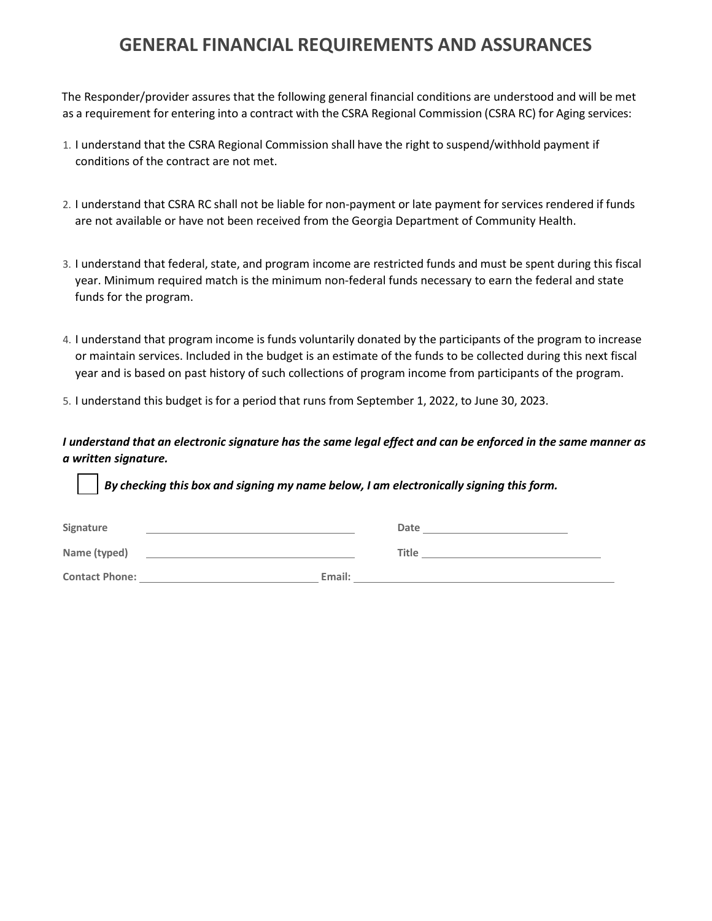# GENERAL FINANCIAL REQUIREMENTS AND ASSURANCES

The Responder/provider assures that the following general financial conditions are understood and will be met as a requirement for entering into a contract with the CSRA Regional Commission (CSRA RC) for Aging services:

1. I understand that the CSRA Regional Commission shall have the right to suspend/withhold payment if conditions of the contract are not met.

2. I understand that CSRA RC shall not be liable for non-payment or late payment for services rendered if funds are not available or have not been received from the Georgia Department of Community Health.

3. I understand that federal, state, and program income are restricted funds and must be spent during this fiscal year. Minimum required match is the minimum non-federal funds necessary to earn the federal and state funds for the program.

4. I understand that program income is funds voluntarily donated by the participants of the program to increase or maintain services. Included in the budget is an estimate of the funds to be collected during this next fiscal year and is based on past history of such collections of program income from participants of the program.

5. I understand this budget is for a period that runs from September 1, 2022, to June 30, 2023.

***I understand that an electronic signature has the same legal effect and can be enforced in the same manner as a written signature.***

☐ ***By checking this box and signing my name below, I am electronically signing this form.***

**Signature** ______________________________ **Date** ______________________

**Name (typed)** ______________________________ **Title** ____________________________

**Contact Phone:** __________________________ **Email:** ______________________________________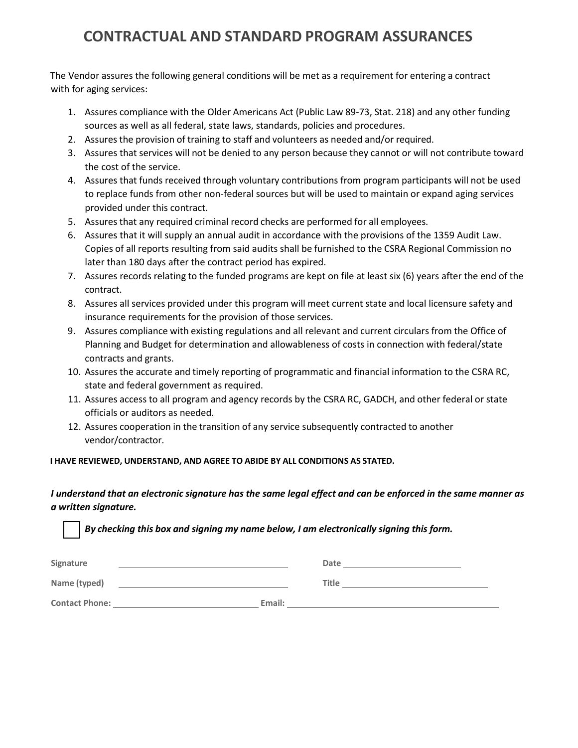# CONTRACTUAL AND STANDARD PROGRAM ASSURANCES

The Vendor assures the following general conditions will be met as a requirement for entering a contract with for aging services:

1. Assures compliance with the Older Americans Act (Public Law 89-73, Stat. 218) and any other funding sources as well as all federal, state laws, standards, policies and procedures.
2. Assures the provision of training to staff and volunteers as needed and/or required.
3. Assures that services will not be denied to any person because they cannot or will not contribute toward the cost of the service.
4. Assures that funds received through voluntary contributions from program participants will not be used to replace funds from other non-federal sources but will be used to maintain or expand aging services provided under this contract.
5. Assures that any required criminal record checks are performed for all employees.
6. Assures that it will supply an annual audit in accordance with the provisions of the 1359 Audit Law. Copies of all reports resulting from said audits shall be furnished to the CSRA Regional Commission no later than 180 days after the contract period has expired.
7. Assures records relating to the funded programs are kept on file at least six (6) years after the end of the contract.
8. Assures all services provided under this program will meet current state and local licensure safety and insurance requirements for the provision of those services.
9. Assures compliance with existing regulations and all relevant and current circulars from the Office of Planning and Budget for determination and allowableness of costs in connection with federal/state contracts and grants.
10. Assures the accurate and timely reporting of programmatic and financial information to the CSRA RC, state and federal government as required.
11. Assures access to all program and agency records by the CSRA RC, GADCH, and other federal or state officials or auditors as needed.
12. Assures cooperation in the transition of any service subsequently contracted to another vendor/contractor.

**I HAVE REVIEWED, UNDERSTAND, AND AGREE TO ABIDE BY ALL CONDITIONS AS STATED.**

***I understand that an electronic signature has the same legal effect and can be enforced in the same manner as a written signature.***

☐ ***By checking this box and signing my name below, I am electronically signing this form.***

**Signature** ______________________________ **Date** ______________________

**Name (typed)** ______________________________ **Title** ______________________

**Contact Phone:** ______________________________ **Email:** ______________________________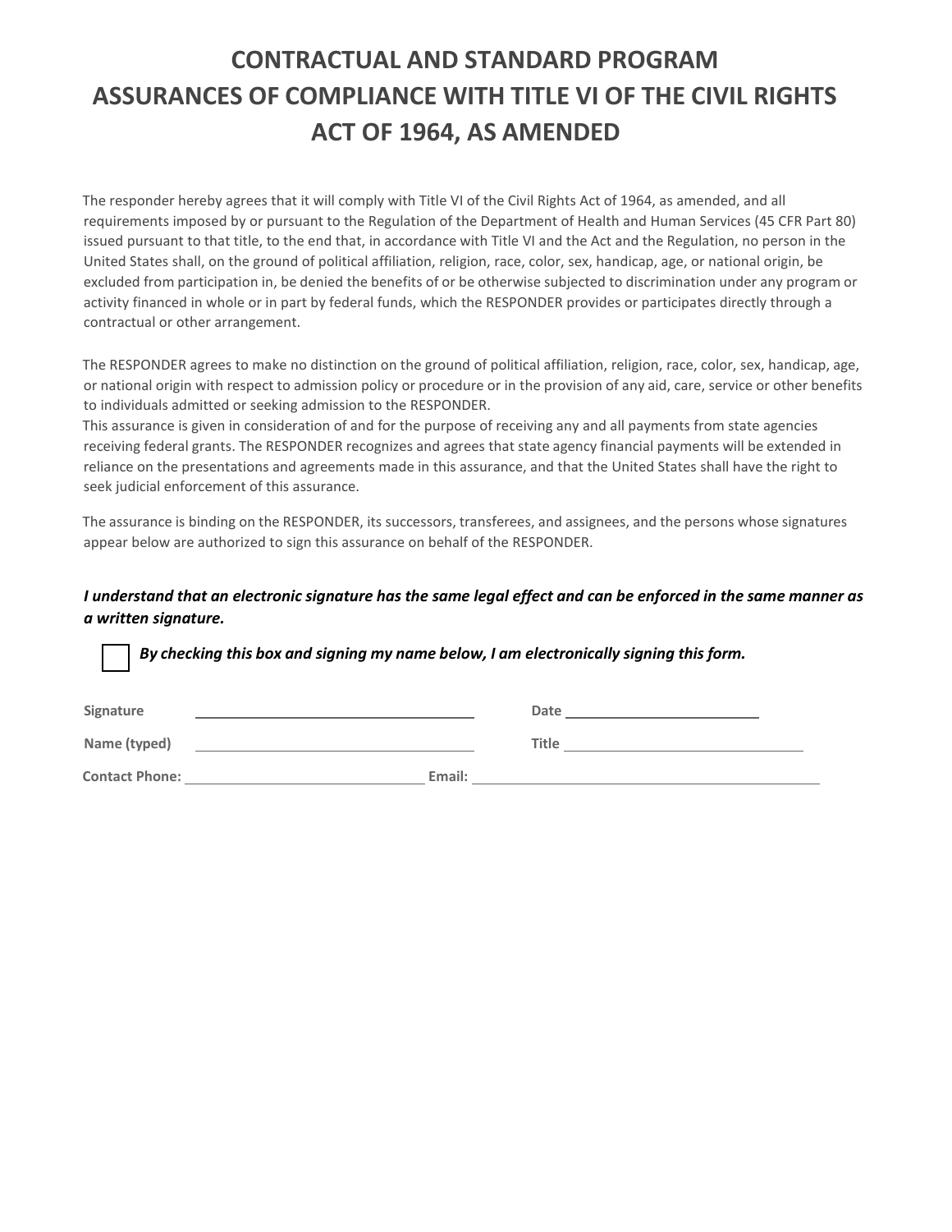# CONTRACTUAL AND STANDARD PROGRAM ASSURANCES OF COMPLIANCE WITH TITLE VI OF THE CIVIL RIGHTS ACT OF 1964, AS AMENDED

The responder hereby agrees that it will comply with Title VI of the Civil Rights Act of 1964, as amended, and all requirements imposed by or pursuant to the Regulation of the Department of Health and Human Services (45 CFR Part 80) issued pursuant to that title, to the end that, in accordance with Title VI and the Act and the Regulation, no person in the United States shall, on the ground of political affiliation, religion, race, color, sex, handicap, age, or national origin, be excluded from participation in, be denied the benefits of or be otherwise subjected to discrimination under any program or activity financed in whole or in part by federal funds, which the RESPONDER provides or participates directly through a contractual or other arrangement.

The RESPONDER agrees to make no distinction on the ground of political affiliation, religion, race, color, sex, handicap, age, or national origin with respect to admission policy or procedure or in the provision of any aid, care, service or other benefits to individuals admitted or seeking admission to the RESPONDER.

This assurance is given in consideration of and for the purpose of receiving any and all payments from state agencies receiving federal grants. The RESPONDER recognizes and agrees that state agency financial payments will be extended in reliance on the presentations and agreements made in this assurance, and that the United States shall have the right to seek judicial enforcement of this assurance.

The assurance is binding on the RESPONDER, its successors, transferees, and assignees, and the persons whose signatures appear below are authorized to sign this assurance on behalf of the RESPONDER.

***I understand that an electronic signature has the same legal effect and can be enforced in the same manner as a written signature.***

☐ ***By checking this box and signing my name below, I am electronically signing this form.***

**Signature** ______________________________ **Date** ____________________

**Name (typed)** ______________________________ **Title** ____________________

**Contact Phone:** ____________________ **Email:** ______________________________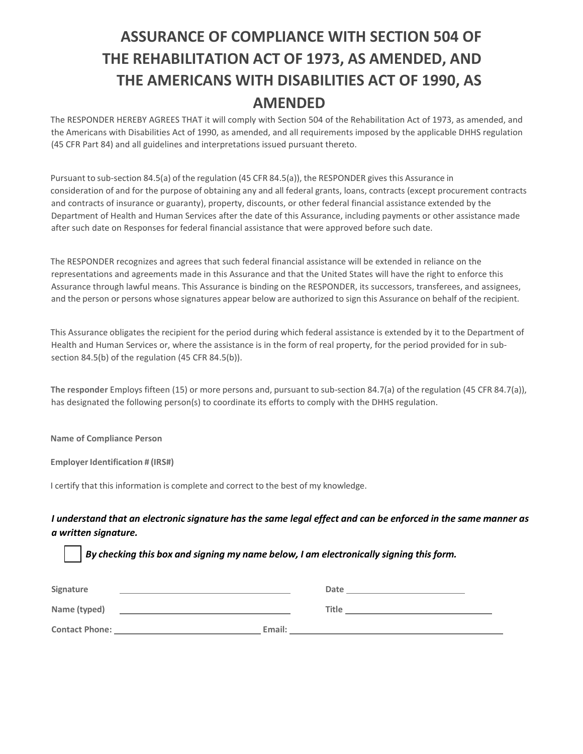# ASSURANCE OF COMPLIANCE WITH SECTION 504 OF THE REHABILITATION ACT OF 1973, AS AMENDED, AND THE AMERICANS WITH DISABILITIES ACT OF 1990, AS AMENDED

The RESPONDER HEREBY AGREES THAT it will comply with Section 504 of the Rehabilitation Act of 1973, as amended, and the Americans with Disabilities Act of 1990, as amended, and all requirements imposed by the applicable DHHS regulation (45 CFR Part 84) and all guidelines and interpretations issued pursuant thereto.

Pursuant to sub-section 84.5(a) of the regulation (45 CFR 84.5(a)), the RESPONDER gives this Assurance in consideration of and for the purpose of obtaining any and all federal grants, loans, contracts (except procurement contracts and contracts of insurance or guaranty), property, discounts, or other federal financial assistance extended by the Department of Health and Human Services after the date of this Assurance, including payments or other assistance made after such date on Responses for federal financial assistance that were approved before such date.

The RESPONDER recognizes and agrees that such federal financial assistance will be extended in reliance on the representations and agreements made in this Assurance and that the United States will have the right to enforce this Assurance through lawful means. This Assurance is binding on the RESPONDER, its successors, transferees, and assignees, and the person or persons whose signatures appear below are authorized to sign this Assurance on behalf of the recipient.

This Assurance obligates the recipient for the period during which federal assistance is extended by it to the Department of Health and Human Services or, where the assistance is in the form of real property, for the period provided for in sub-section 84.5(b) of the regulation (45 CFR 84.5(b)).

**The responder** Employs fifteen (15) or more persons and, pursuant to sub-section 84.7(a) of the regulation (45 CFR 84.7(a)), has designated the following person(s) to coordinate its efforts to comply with the DHHS regulation.

**Name of Compliance Person**

**Employer Identification # (IRS#)**

I certify that this information is complete and correct to the best of my knowledge.

***I understand that an electronic signature has the same legal effect and can be enforced in the same manner as a written signature.***

☐ ***By checking this box and signing my name below, I am electronically signing this form.***

**Signature** ______________________ **Date** ______________________

**Name (typed)** ______________________ **Title** ______________________

**Contact Phone:** ______________________ **Email:** ______________________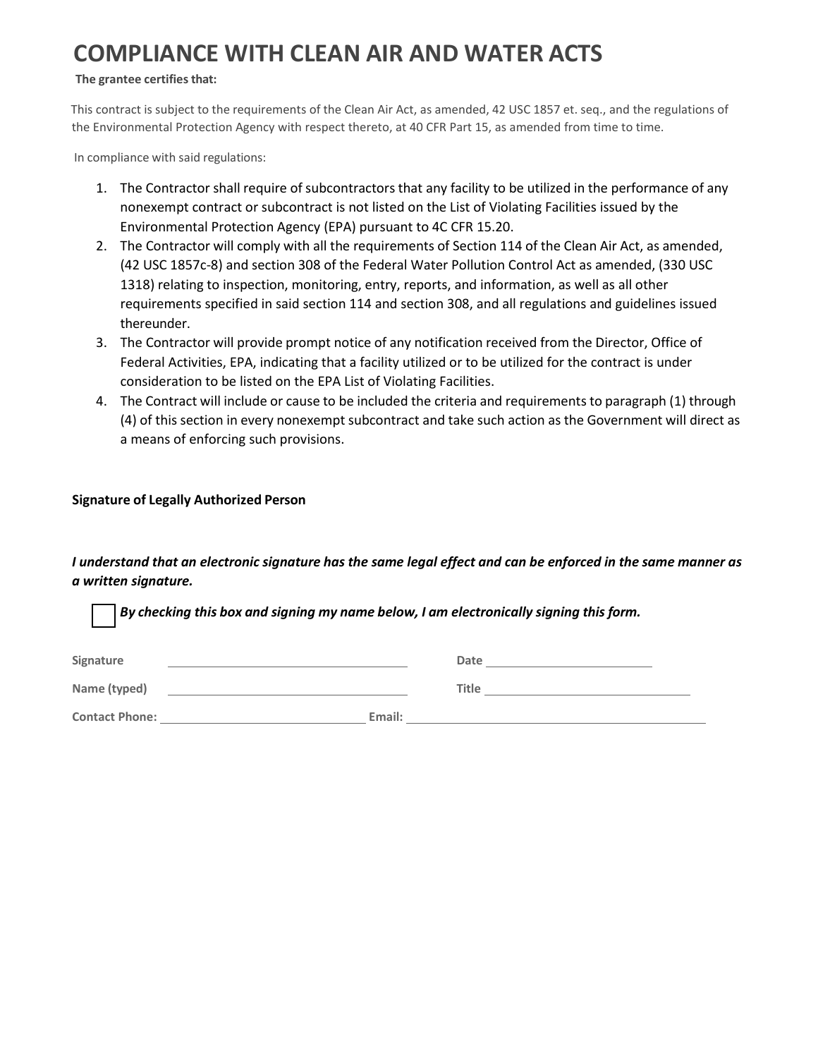# COMPLIANCE WITH CLEAN AIR AND WATER ACTS

**The grantee certifies that:**

This contract is subject to the requirements of the Clean Air Act, as amended, 42 USC 1857 et. seq., and the regulations of the Environmental Protection Agency with respect thereto, at 40 CFR Part 15, as amended from time to time.

In compliance with said regulations:

1. The Contractor shall require of subcontractors that any facility to be utilized in the performance of any nonexempt contract or subcontract is not listed on the List of Violating Facilities issued by the Environmental Protection Agency (EPA) pursuant to 4C CFR 15.20.
2. The Contractor will comply with all the requirements of Section 114 of the Clean Air Act, as amended, (42 USC 1857c-8) and section 308 of the Federal Water Pollution Control Act as amended, (330 USC 1318) relating to inspection, monitoring, entry, reports, and information, as well as all other requirements specified in said section 114 and section 308, and all regulations and guidelines issued thereunder.
3. The Contractor will provide prompt notice of any notification received from the Director, Office of Federal Activities, EPA, indicating that a facility utilized or to be utilized for the contract is under consideration to be listed on the EPA List of Violating Facilities.
4. The Contract will include or cause to be included the criteria and requirements to paragraph (1) through (4) of this section in every nonexempt subcontract and take such action as the Government will direct as a means of enforcing such provisions.

**Signature of Legally Authorized Person**

***I understand that an electronic signature has the same legal effect and can be enforced in the same manner as a written signature.***

☐ ***By checking this box and signing my name below, I am electronically signing this form.***

**Signature** ______________________________ **Date** ______________________

**Name (typed)** ______________________________ **Title** ______________________

**Contact Phone:** ______________________________ **Email:** ______________________________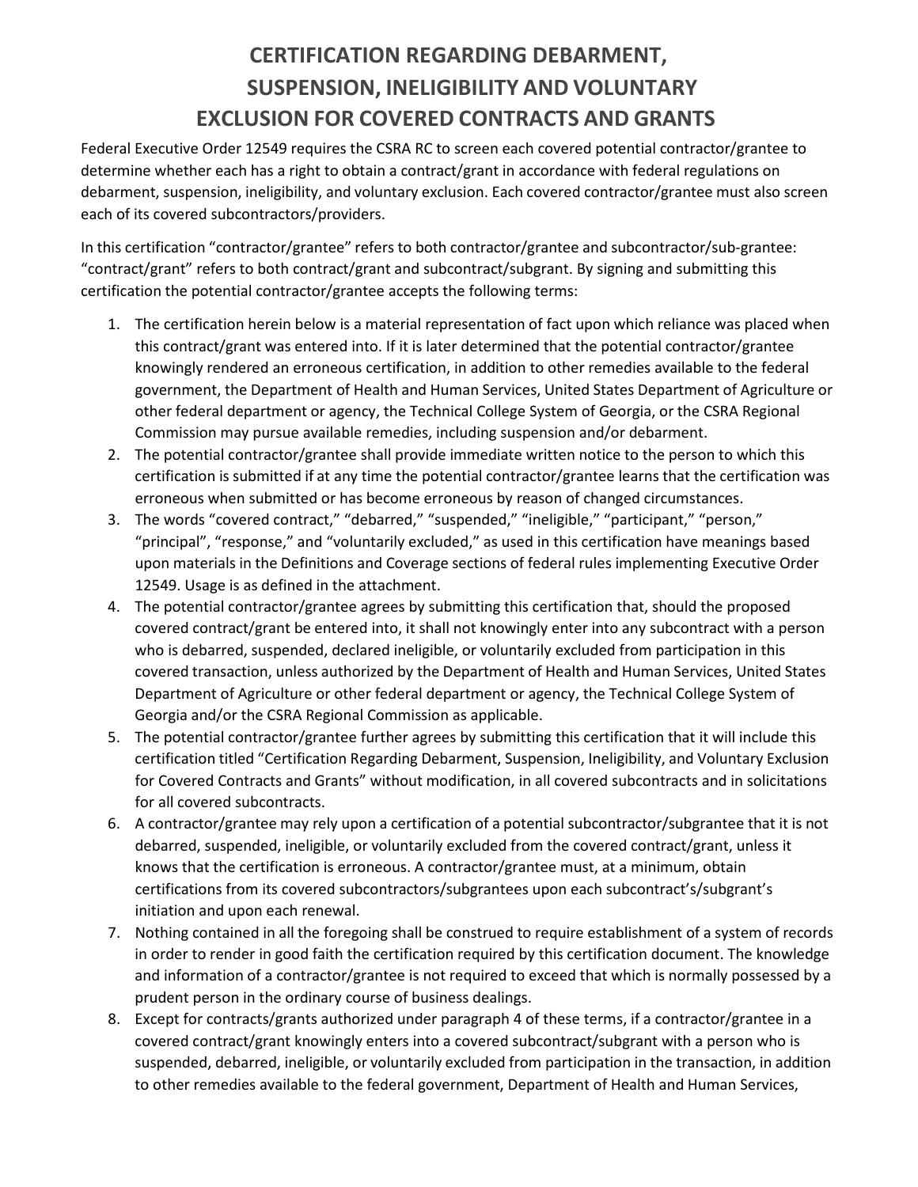# CERTIFICATION REGARDING DEBARMENT, SUSPENSION, INELIGIBILITY AND VOLUNTARY EXCLUSION FOR COVERED CONTRACTS AND GRANTS

Federal Executive Order 12549 requires the CSRA RC to screen each covered potential contractor/grantee to determine whether each has a right to obtain a contract/grant in accordance with federal regulations on debarment, suspension, ineligibility, and voluntary exclusion. Each covered contractor/grantee must also screen each of its covered subcontractors/providers.

In this certification "contractor/grantee" refers to both contractor/grantee and subcontractor/sub-grantee: "contract/grant" refers to both contract/grant and subcontract/subgrant. By signing and submitting this certification the potential contractor/grantee accepts the following terms:

1. The certification herein below is a material representation of fact upon which reliance was placed when this contract/grant was entered into. If it is later determined that the potential contractor/grantee knowingly rendered an erroneous certification, in addition to other remedies available to the federal government, the Department of Health and Human Services, United States Department of Agriculture or other federal department or agency, the Technical College System of Georgia, or the CSRA Regional Commission may pursue available remedies, including suspension and/or debarment.
2. The potential contractor/grantee shall provide immediate written notice to the person to which this certification is submitted if at any time the potential contractor/grantee learns that the certification was erroneous when submitted or has become erroneous by reason of changed circumstances.
3. The words "covered contract," "debarred," "suspended," "ineligible," "participant," "person," "principal", "response," and "voluntarily excluded," as used in this certification have meanings based upon materials in the Definitions and Coverage sections of federal rules implementing Executive Order 12549. Usage is as defined in the attachment.
4. The potential contractor/grantee agrees by submitting this certification that, should the proposed covered contract/grant be entered into, it shall not knowingly enter into any subcontract with a person who is debarred, suspended, declared ineligible, or voluntarily excluded from participation in this covered transaction, unless authorized by the Department of Health and Human Services, United States Department of Agriculture or other federal department or agency, the Technical College System of Georgia and/or the CSRA Regional Commission as applicable.
5. The potential contractor/grantee further agrees by submitting this certification that it will include this certification titled "Certification Regarding Debarment, Suspension, Ineligibility, and Voluntary Exclusion for Covered Contracts and Grants" without modification, in all covered subcontracts and in solicitations for all covered subcontracts.
6. A contractor/grantee may rely upon a certification of a potential subcontractor/subgrantee that it is not debarred, suspended, ineligible, or voluntarily excluded from the covered contract/grant, unless it knows that the certification is erroneous. A contractor/grantee must, at a minimum, obtain certifications from its covered subcontractors/subgrantees upon each subcontract's/subgrant's initiation and upon each renewal.
7. Nothing contained in all the foregoing shall be construed to require establishment of a system of records in order to render in good faith the certification required by this certification document. The knowledge and information of a contractor/grantee is not required to exceed that which is normally possessed by a prudent person in the ordinary course of business dealings.
8. Except for contracts/grants authorized under paragraph 4 of these terms, if a contractor/grantee in a covered contract/grant knowingly enters into a covered subcontract/subgrant with a person who is suspended, debarred, ineligible, or voluntarily excluded from participation in the transaction, in addition to other remedies available to the federal government, Department of Health and Human Services,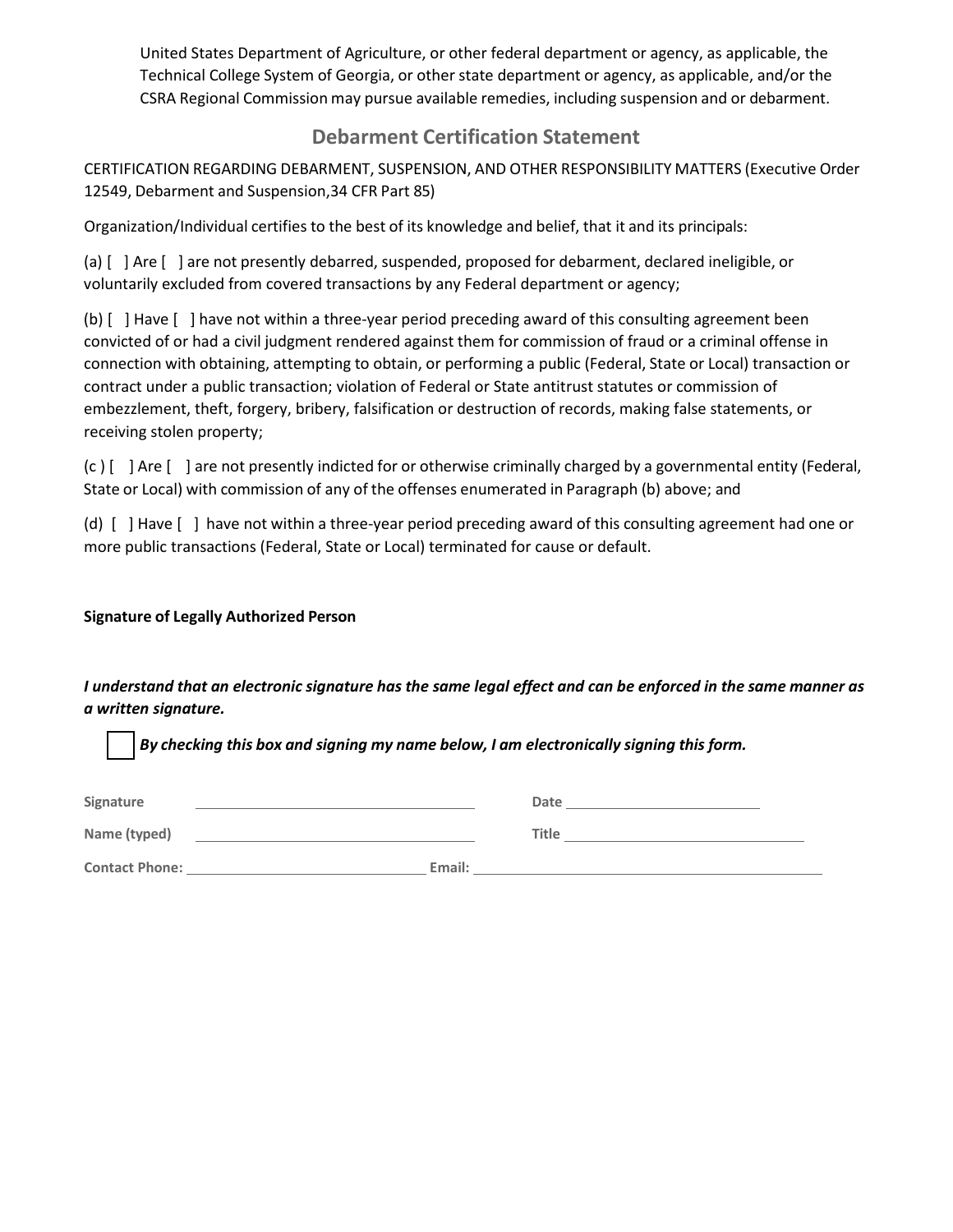United States Department of Agriculture, or other federal department or agency, as applicable, the Technical College System of Georgia, or other state department or agency, as applicable, and/or the CSRA Regional Commission may pursue available remedies, including suspension and or debarment.

## Debarment Certification Statement

CERTIFICATION REGARDING DEBARMENT, SUSPENSION, AND OTHER RESPONSIBILITY MATTERS (Executive Order 12549, Debarment and Suspension,34 CFR Part 85)

Organization/Individual certifies to the best of its knowledge and belief, that it and its principals:

(a) [ ] Are [ ] are not presently debarred, suspended, proposed for debarment, declared ineligible, or voluntarily excluded from covered transactions by any Federal department or agency;

(b) [ ] Have [ ] have not within a three-year period preceding award of this consulting agreement been convicted of or had a civil judgment rendered against them for commission of fraud or a criminal offense in connection with obtaining, attempting to obtain, or performing a public (Federal, State or Local) transaction or contract under a public transaction; violation of Federal or State antitrust statutes or commission of embezzlement, theft, forgery, bribery, falsification or destruction of records, making false statements, or receiving stolen property;

(c ) [ ] Are [ ] are not presently indicted for or otherwise criminally charged by a governmental entity (Federal, State or Local) with commission of any of the offenses enumerated in Paragraph (b) above; and

(d) [ ] Have [ ] have not within a three-year period preceding award of this consulting agreement had one or more public transactions (Federal, State or Local) terminated for cause or default.

**Signature of Legally Authorized Person**

***I understand that an electronic signature has the same legal effect and can be enforced in the same manner as a written signature.***

☐ ***By checking this box and signing my name below, I am electronically signing this form.***

**Signature** ______________________________ **Date** ______________________

**Name (typed)** ______________________________ **Title** ______________________

**Contact Phone:** ______________________________ **Email:** ______________________________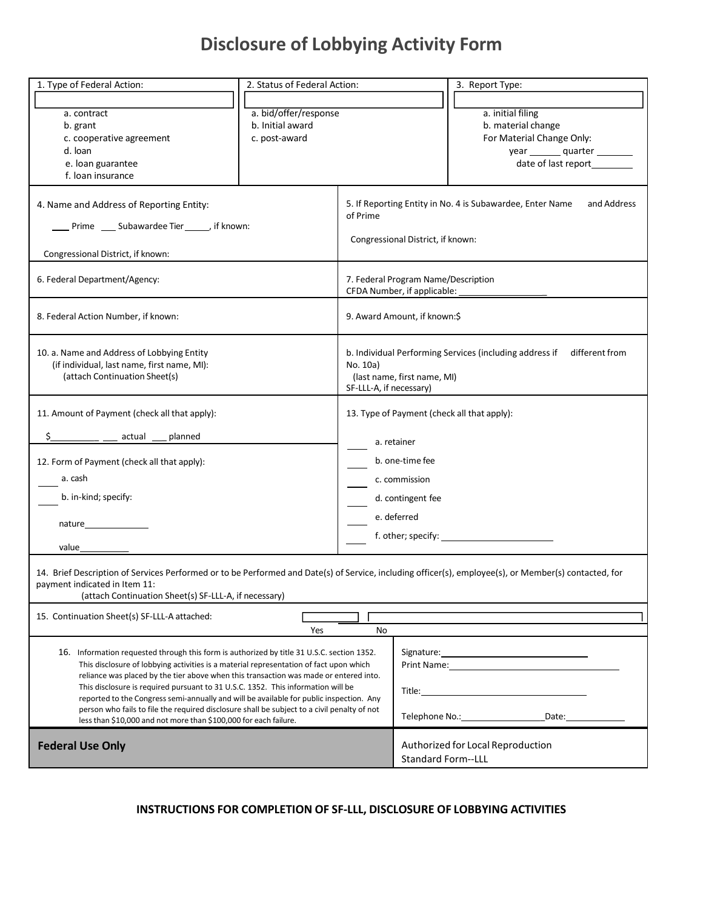# Disclosure of Lobbying Activity Form

| 1. Type of Federal Action: | 2. Status of Federal Action: | 3. Report Type: |
|---|---|---|
| a. contract<br>b. grant<br>c. cooperative agreement<br>d. loan<br>e. loan guarantee<br>f. loan insurance | a. bid/offer/response<br>b. Initial award<br>c. post-award | a. initial filing<br>b. material change<br>For Material Change Only:<br>year ______ quarter _______<br>date of last report________ |

| | |
|---|---|
| 4. Name and Address of Reporting Entity:<br><br>___ Prime ___ Subawardee Tier _____, if known:<br><br>Congressional District, if known: | 5. If Reporting Entity in No. 4 is Subawardee, Enter Name and Address of Prime<br><br>Congressional District, if known: |
| 6. Federal Department/Agency: | 7. Federal Program Name/Description<br>CFDA Number, if applicable: _________________ |
| 8. Federal Action Number, if known: | 9. Award Amount, if known:$ |
| 10. a. Name and Address of Lobbying Entity<br>(if individual, last name, first name, MI):<br>(attach Continuation Sheet(s) | b. Individual Performing Services (including address if different from No. 10a)<br>(last name, first name, MI)<br>SF-LLL-A, if necessary) |
| 11. Amount of Payment (check all that apply):<br><br>$__________ ___ actual ___ planned<br><br>12. Form of Payment (check all that apply):<br>____ a. cash<br>____ b. in-kind; specify:<br>nature_____________<br>value__________ | 13. Type of Payment (check all that apply):<br><br>____ a. retainer<br>____ b. one-time fee<br>____ c. commission<br>____ d. contingent fee<br>____ e. deferred<br>____ f. other; specify: _______________________ |

14. Brief Description of Services Performed or to be Performed and Date(s) of Service, including officer(s), employee(s), or Member(s) contacted, for payment indicated in Item 11:
(attach Continuation Sheet(s) SF-LLL-A, if necessary)

15. Continuation Sheet(s) SF-LLL-A attached: Yes No

| | |
|---|---|
| 16. Information requested through this form is authorized by title 31 U.S.C. section 1352. This disclosure of lobbying activities is a material representation of fact upon which reliance was placed by the tier above when this transaction was made or entered into. This disclosure is required pursuant to 31 U.S.C. 1352. This information will be reported to the Congress semi-annually and will be available for public inspection. Any person who fails to file the required disclosure shall be subject to a civil penalty of not less than $10,000 and not more than $100,000 for each failure. | Signature:________________________<br>Print Name:________________________<br><br>Title:________________________<br><br>Telephone No.:_________________Date:____________ |
| **Federal Use Only** | Authorized for Local Reproduction<br>Standard Form--LLL |

**INSTRUCTIONS FOR COMPLETION OF SF-LLL, DISCLOSURE OF LOBBYING ACTIVITIES**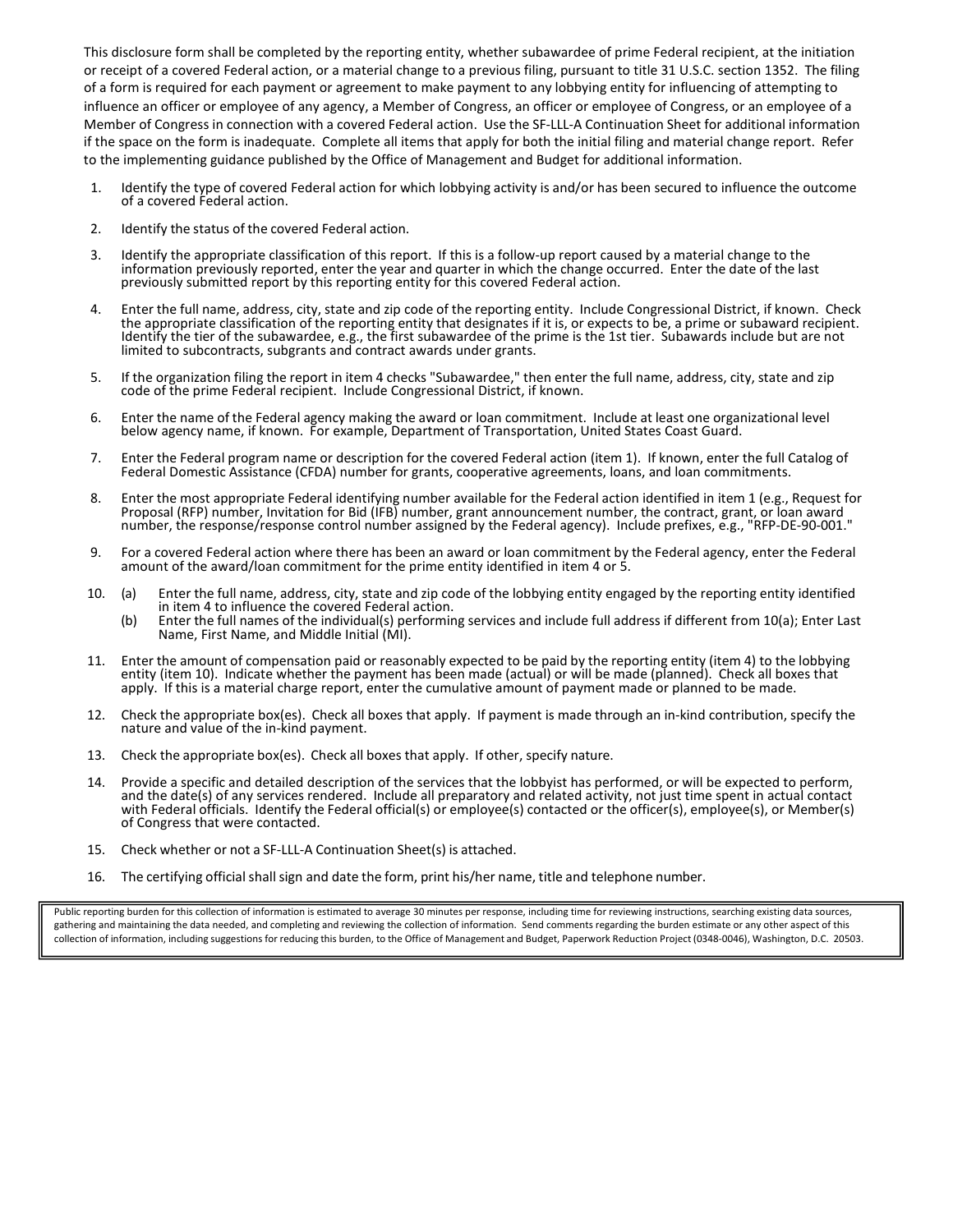This disclosure form shall be completed by the reporting entity, whether subawardee of prime Federal recipient, at the initiation or receipt of a covered Federal action, or a material change to a previous filing, pursuant to title 31 U.S.C. section 1352. The filing of a form is required for each payment or agreement to make payment to any lobbying entity for influencing of attempting to influence an officer or employee of any agency, a Member of Congress, an officer or employee of Congress, or an employee of a Member of Congress in connection with a covered Federal action. Use the SF-LLL-A Continuation Sheet for additional information if the space on the form is inadequate. Complete all items that apply for both the initial filing and material change report. Refer to the implementing guidance published by the Office of Management and Budget for additional information.

1. Identify the type of covered Federal action for which lobbying activity is and/or has been secured to influence the outcome of a covered Federal action.
2. Identify the status of the covered Federal action.
3. Identify the appropriate classification of this report. If this is a follow-up report caused by a material change to the information previously reported, enter the year and quarter in which the change occurred. Enter the date of the last previously submitted report by this reporting entity for this covered Federal action.
4. Enter the full name, address, city, state and zip code of the reporting entity. Include Congressional District, if known. Check the appropriate classification of the reporting entity that designates if it is, or expects to be, a prime or subaward recipient. Identify the tier of the subawardee, e.g., the first subawardee of the prime is the 1st tier. Subawards include but are not limited to subcontracts, subgrants and contract awards under grants.
5. If the organization filing the report in item 4 checks "Subawardee," then enter the full name, address, city, state and zip code of the prime Federal recipient. Include Congressional District, if known.
6. Enter the name of the Federal agency making the award or loan commitment. Include at least one organizational level below agency name, if known. For example, Department of Transportation, United States Coast Guard.
7. Enter the Federal program name or description for the covered Federal action (item 1). If known, enter the full Catalog of Federal Domestic Assistance (CFDA) number for grants, cooperative agreements, loans, and loan commitments.
8. Enter the most appropriate Federal identifying number available for the Federal action identified in item 1 (e.g., Request for Proposal (RFP) number, Invitation for Bid (IFB) number, grant announcement number, the contract, grant, or loan award number, the response/response control number assigned by the Federal agency). Include prefixes, e.g., "RFP-DE-90-001."
9. For a covered Federal action where there has been an award or loan commitment by the Federal agency, enter the Federal amount of the award/loan commitment for the prime entity identified in item 4 or 5.
10. (a) Enter the full name, address, city, state and zip code of the lobbying entity engaged by the reporting entity identified in item 4 to influence the covered Federal action.
    (b) Enter the full names of the individual(s) performing services and include full address if different from 10(a); Enter Last Name, First Name, and Middle Initial (MI).
11. Enter the amount of compensation paid or reasonably expected to be paid by the reporting entity (item 4) to the lobbying entity (item 10). Indicate whether the payment has been made (actual) or will be made (planned). Check all boxes that apply. If this is a material charge report, enter the cumulative amount of payment made or planned to be made.
12. Check the appropriate box(es). Check all boxes that apply. If payment is made through an in-kind contribution, specify the nature and value of the in-kind payment.
13. Check the appropriate box(es). Check all boxes that apply. If other, specify nature.
14. Provide a specific and detailed description of the services that the lobbyist has performed, or will be expected to perform, and the date(s) of any services rendered. Include all preparatory and related activity, not just time spent in actual contact with Federal officials. Identify the Federal official(s) or employee(s) contacted or the officer(s), employee(s), or Member(s) of Congress that were contacted.
15. Check whether or not a SF-LLL-A Continuation Sheet(s) is attached.
16. The certifying official shall sign and date the form, print his/her name, title and telephone number.

Public reporting burden for this collection of information is estimated to average 30 minutes per response, including time for reviewing instructions, searching existing data sources, gathering and maintaining the data needed, and completing and reviewing the collection of information. Send comments regarding the burden estimate or any other aspect of this collection of information, including suggestions for reducing this burden, to the Office of Management and Budget, Paperwork Reduction Project (0348-0046), Washington, D.C. 20503.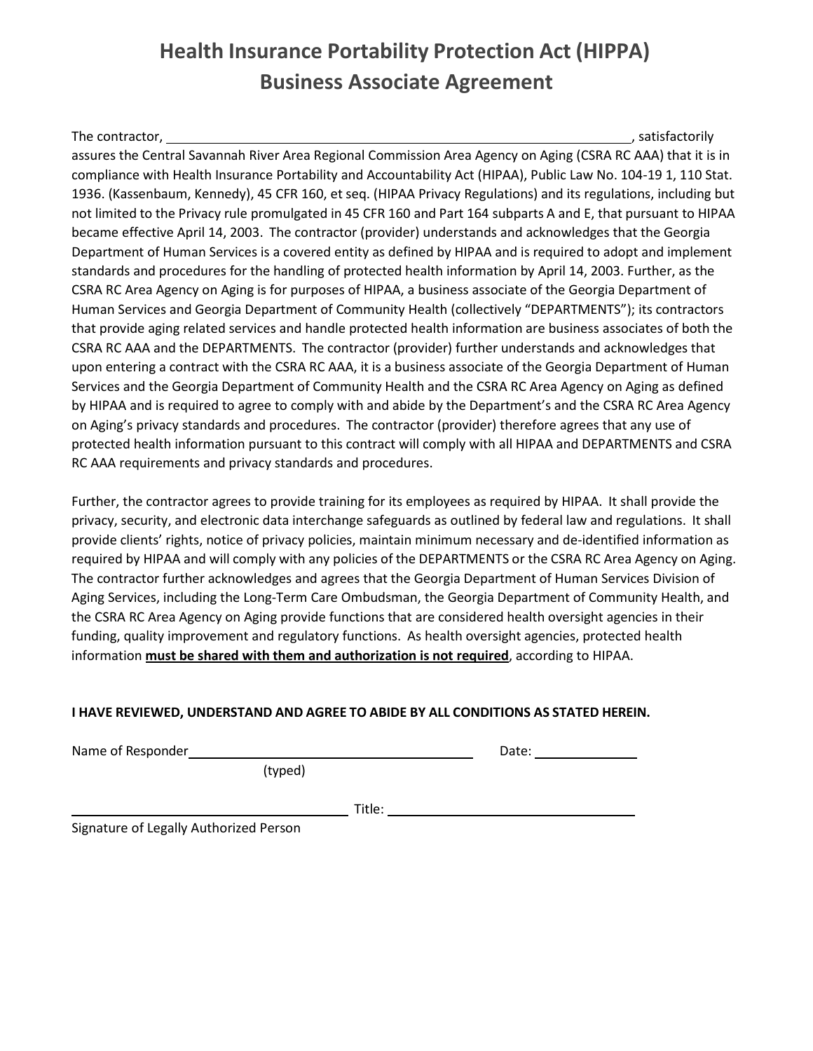# Health Insurance Portability Protection Act (HIPPA) Business Associate Agreement

The contractor, \_\_\_\_\_\_\_\_\_\_\_\_\_\_\_\_\_\_\_\_\_\_\_\_\_\_\_\_\_\_\_\_\_\_\_\_\_\_\_\_\_\_\_\_\_\_\_\_, satisfactorily assures the Central Savannah River Area Regional Commission Area Agency on Aging (CSRA RC AAA) that it is in compliance with Health Insurance Portability and Accountability Act (HIPAA), Public Law No. 104-19 1, 110 Stat. 1936. (Kassenbaum, Kennedy), 45 CFR 160, et seq. (HIPAA Privacy Regulations) and its regulations, including but not limited to the Privacy rule promulgated in 45 CFR 160 and Part 164 subparts A and E, that pursuant to HIPAA became effective April 14, 2003. The contractor (provider) understands and acknowledges that the Georgia Department of Human Services is a covered entity as defined by HIPAA and is required to adopt and implement standards and procedures for the handling of protected health information by April 14, 2003. Further, as the CSRA RC Area Agency on Aging is for purposes of HIPAA, a business associate of the Georgia Department of Human Services and Georgia Department of Community Health (collectively "DEPARTMENTS"); its contractors that provide aging related services and handle protected health information are business associates of both the CSRA RC AAA and the DEPARTMENTS. The contractor (provider) further understands and acknowledges that upon entering a contract with the CSRA RC AAA, it is a business associate of the Georgia Department of Human Services and the Georgia Department of Community Health and the CSRA RC Area Agency on Aging as defined by HIPAA and is required to agree to comply with and abide by the Department's and the CSRA RC Area Agency on Aging's privacy standards and procedures. The contractor (provider) therefore agrees that any use of protected health information pursuant to this contract will comply with all HIPAA and DEPARTMENTS and CSRA RC AAA requirements and privacy standards and procedures.

Further, the contractor agrees to provide training for its employees as required by HIPAA. It shall provide the privacy, security, and electronic data interchange safeguards as outlined by federal law and regulations. It shall provide clients' rights, notice of privacy policies, maintain minimum necessary and de-identified information as required by HIPAA and will comply with any policies of the DEPARTMENTS or the CSRA RC Area Agency on Aging. The contractor further acknowledges and agrees that the Georgia Department of Human Services Division of Aging Services, including the Long-Term Care Ombudsman, the Georgia Department of Community Health, and the CSRA RC Area Agency on Aging provide functions that are considered health oversight agencies in their funding, quality improvement and regulatory functions. As health oversight agencies, protected health information **<u>must be shared with them and authorization is not required</u>**, according to HIPAA.

**I HAVE REVIEWED, UNDERSTAND AND AGREE TO ABIDE BY ALL CONDITIONS AS STATED HEREIN.**

Name of Responder \_\_\_\_\_\_\_\_\_\_\_\_\_\_\_\_\_\_\_\_\_\_\_\_\_\_\_\_\_\_\_\_\_\_\_\_ Date: \_\_\_\_\_\_\_\_\_\_\_\_
(typed)

\_\_\_\_\_\_\_\_\_\_\_\_\_\_\_\_\_\_\_\_\_\_\_\_\_\_\_\_\_\_\_\_\_\_\_\_ Title: \_\_\_\_\_\_\_\_\_\_\_\_\_\_\_\_\_\_\_\_\_\_\_\_\_\_\_\_\_\_
Signature of Legally Authorized Person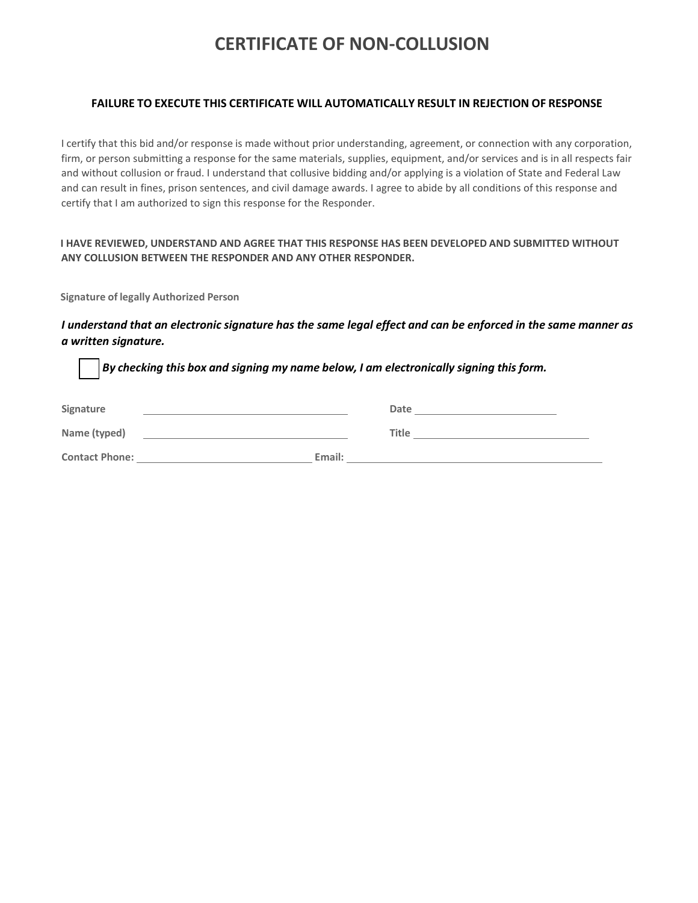# CERTIFICATE OF NON-COLLUSION

**FAILURE TO EXECUTE THIS CERTIFICATE WILL AUTOMATICALLY RESULT IN REJECTION OF RESPONSE**

I certify that this bid and/or response is made without prior understanding, agreement, or connection with any corporation, firm, or person submitting a response for the same materials, supplies, equipment, and/or services and is in all respects fair and without collusion or fraud. I understand that collusive bidding and/or applying is a violation of State and Federal Law and can result in fines, prison sentences, and civil damage awards. I agree to abide by all conditions of this response and certify that I am authorized to sign this response for the Responder.

**I HAVE REVIEWED, UNDERSTAND AND AGREE THAT THIS RESPONSE HAS BEEN DEVELOPED AND SUBMITTED WITHOUT ANY COLLUSION BETWEEN THE RESPONDER AND ANY OTHER RESPONDER.**

**Signature of legally Authorized Person**

***I understand that an electronic signature has the same legal effect and can be enforced in the same manner as a written signature.***

☐ ***By checking this box and signing my name below, I am electronically signing this form.***

**Signature** ______________________________ **Date** ______________________

**Name (typed)** ______________________________ **Title** ______________________

**Contact Phone:** ______________________________ **Email:** ______________________________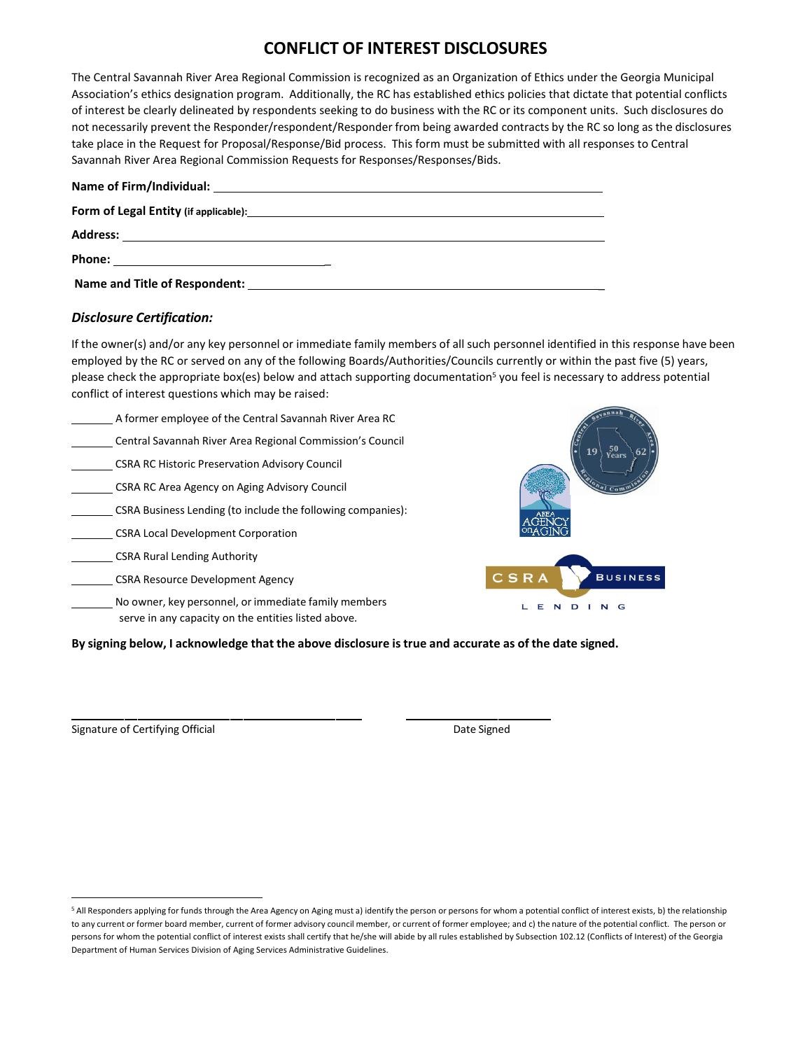# CONFLICT OF INTEREST DISCLOSURES

The Central Savannah River Area Regional Commission is recognized as an Organization of Ethics under the Georgia Municipal Association's ethics designation program. Additionally, the RC has established ethics policies that dictate that potential conflicts of interest be clearly delineated by respondents seeking to do business with the RC or its component units. Such disclosures do not necessarily prevent the Responder/respondent/Responder from being awarded contracts by the RC so long as the disclosures take place in the Request for Proposal/Response/Bid process. This form must be submitted with all responses to Central Savannah River Area Regional Commission Requests for Responses/Responses/Bids.

**Name of Firm/Individual:** ______________________________________________

**Form of Legal Entity (if applicable):** ______________________________________

**Address:** ______________________________________________________

**Phone:** ______________________________

**Name and Title of Respondent:** _____________________________________

### *Disclosure Certification:*

If the owner(s) and/or any key personnel or immediate family members of all such personnel identified in this response have been employed by the RC or served on any of the following Boards/Authorities/Councils currently or within the past five (5) years, please check the appropriate box(es) below and attach supporting documentation[5] you feel is necessary to address potential conflict of interest questions which may be raised:

_______ A former employee of the Central Savannah River Area RC

_______ Central Savannah River Area Regional Commission's Council

_______ CSRA RC Historic Preservation Advisory Council

_______ CSRA RC Area Agency on Aging Advisory Council

_______ CSRA Business Lending (to include the following companies):

_______ CSRA Local Development Corporation

_______ CSRA Rural Lending Authority

_______ CSRA Resource Development Agency

_______ No owner, key personnel, or immediate family members serve in any capacity on the entities listed above.

**By signing below, I acknowledge that the above disclosure is true and accurate as of the date signed.**

_________________________________________ ____________________

Signature of Certifying Official Date Signed

[5] All Responders applying for funds through the Area Agency on Aging must a) identify the person or persons for whom a potential conflict of interest exists, b) the relationship to any current or former board member, current of former advisory council member, or current of former employee; and c) the nature of the potential conflict. The person or persons for whom the potential conflict of interest exists shall certify that he/she will abide by all rules established by Subsection 102.12 (Conflicts of Interest) of the Georgia Department of Human Services Division of Aging Services Administrative Guidelines.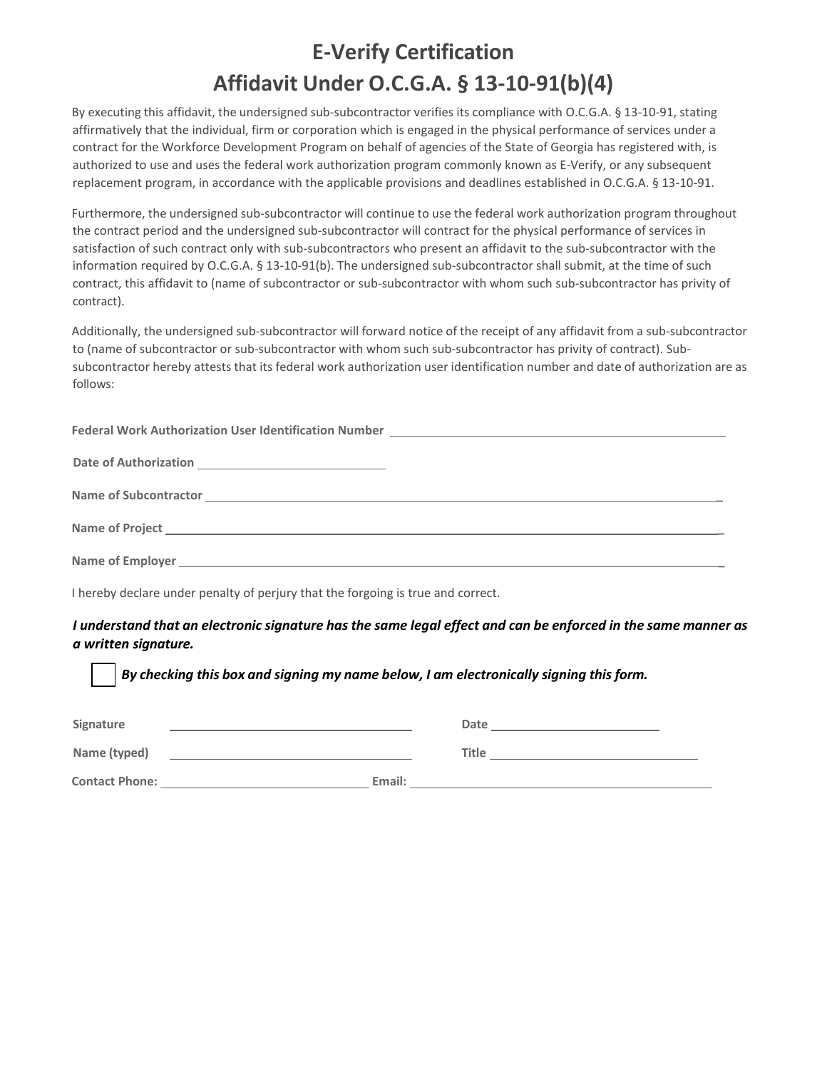# E-Verify Certification
# Affidavit Under O.C.G.A. § 13-10-91(b)(4)

By executing this affidavit, the undersigned sub-subcontractor verifies its compliance with O.C.G.A. § 13-10-91, stating affirmatively that the individual, firm or corporation which is engaged in the physical performance of services under a contract for the Workforce Development Program on behalf of agencies of the State of Georgia has registered with, is authorized to use and uses the federal work authorization program commonly known as E-Verify, or any subsequent replacement program, in accordance with the applicable provisions and deadlines established in O.C.G.A. § 13-10-91.

Furthermore, the undersigned sub-subcontractor will continue to use the federal work authorization program throughout the contract period and the undersigned sub-subcontractor will contract for the physical performance of services in satisfaction of such contract only with sub-subcontractors who present an affidavit to the sub-subcontractor with the information required by O.C.G.A. § 13-10-91(b). The undersigned sub-subcontractor shall submit, at the time of such contract, this affidavit to (name of subcontractor or sub-subcontractor with whom such sub-subcontractor has privity of contract).

Additionally, the undersigned sub-subcontractor will forward notice of the receipt of any affidavit from a sub-subcontractor to (name of subcontractor or sub-subcontractor with whom such sub-subcontractor has privity of contract). Sub-subcontractor hereby attests that its federal work authorization user identification number and date of authorization are as follows:

**Federal Work Authorization User Identification Number** ______________________________

**Date of Authorization** ____________________

**Name of Subcontractor** ______________________________

**Name of Project** ______________________________

**Name of Employer** ______________________________

I hereby declare under penalty of perjury that the forgoing is true and correct.

***I understand that an electronic signature has the same legal effect and can be enforced in the same manner as a written signature.***

☐ ***By checking this box and signing my name below, I am electronically signing this form.***

**Signature** ______________________ **Date** ____________________

**Name (typed)** ______________________ **Title** ____________________

**Contact Phone:** ______________________ **Email:** ____________________